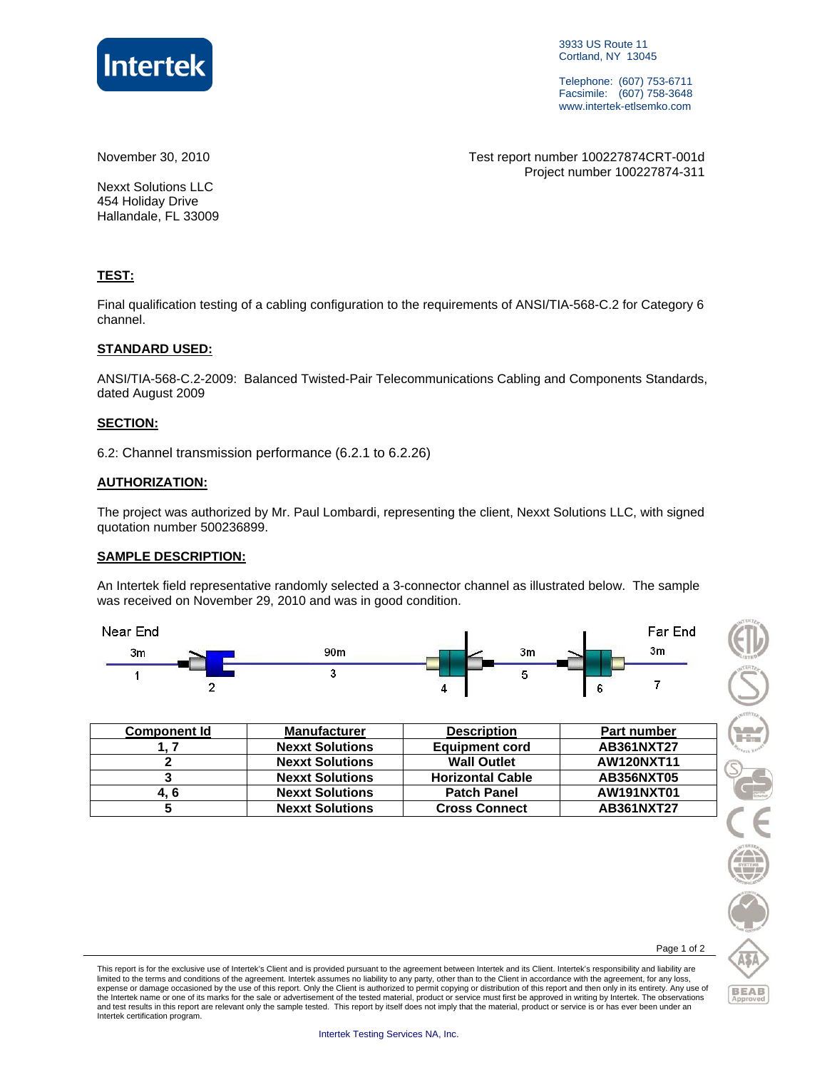Intertek

3933 US Route 11
Cortland, NY 13045

Telephone: (607) 753-6711
Facsimile: (607) 758-3648
www.intertek-etlsemko.com

November 30, 2010

Test report number 100227874CRT-001d
Project number 100227874-311

Nexxt Solutions LLC
454 Holiday Drive
Hallandale, FL 33009

## TEST:

Final qualification testing of a cabling configuration to the requirements of ANSI/TIA-568-C.2 for Category 6 channel.

## STANDARD USED:

ANSI/TIA-568-C.2-2009: Balanced Twisted-Pair Telecommunications Cabling and Components Standards, dated August 2009

## SECTION:

6.2: Channel transmission performance (6.2.1 to 6.2.26)

## AUTHORIZATION:

The project was authorized by Mr. Paul Lombardi, representing the client, Nexxt Solutions LLC, with signed quotation number 500236899.

## SAMPLE DESCRIPTION:

An Intertek field representative randomly selected a 3-connector channel as illustrated below. The sample was received on November 29, 2010 and was in good condition.

Near End — 3m (1) — (2) — 90m (3) — (4) — 3m (5) — (6) — 3m (7) — Far End

| Component Id | Manufacturer | Description | Part number |
|---|---|---|---|
| 1, 7 | Nexxt Solutions | Equipment cord | AB361NXT27 |
| 2 | Nexxt Solutions | Wall Outlet | AW120NXT11 |
| 3 | Nexxt Solutions | Horizontal Cable | AB356NXT05 |
| 4, 6 | Nexxt Solutions | Patch Panel | AW191NXT01 |
| 5 | Nexxt Solutions | Cross Connect | AB361NXT27 |

This report is for the exclusive use of Intertek's Client and is provided pursuant to the agreement between Intertek and its Client. Intertek's responsibility and liability are limited to the terms and conditions of the agreement. Intertek assumes no liability to any party, other than to the Client in accordance with the agreement, for any loss, expense or damage occasioned by the use of this report. Only the Client is authorized to permit copying or distribution of this report and then only in its entirety. Any use of the Intertek name or one of its marks for the sale or advertisement of the tested material, product or service must first be approved in writing by Intertek. The observations and test results in this report are relevant only the sample tested. This report by itself does not imply that the material, product or service is or has ever been under an Intertek certification program.

Intertek Testing Services NA, Inc.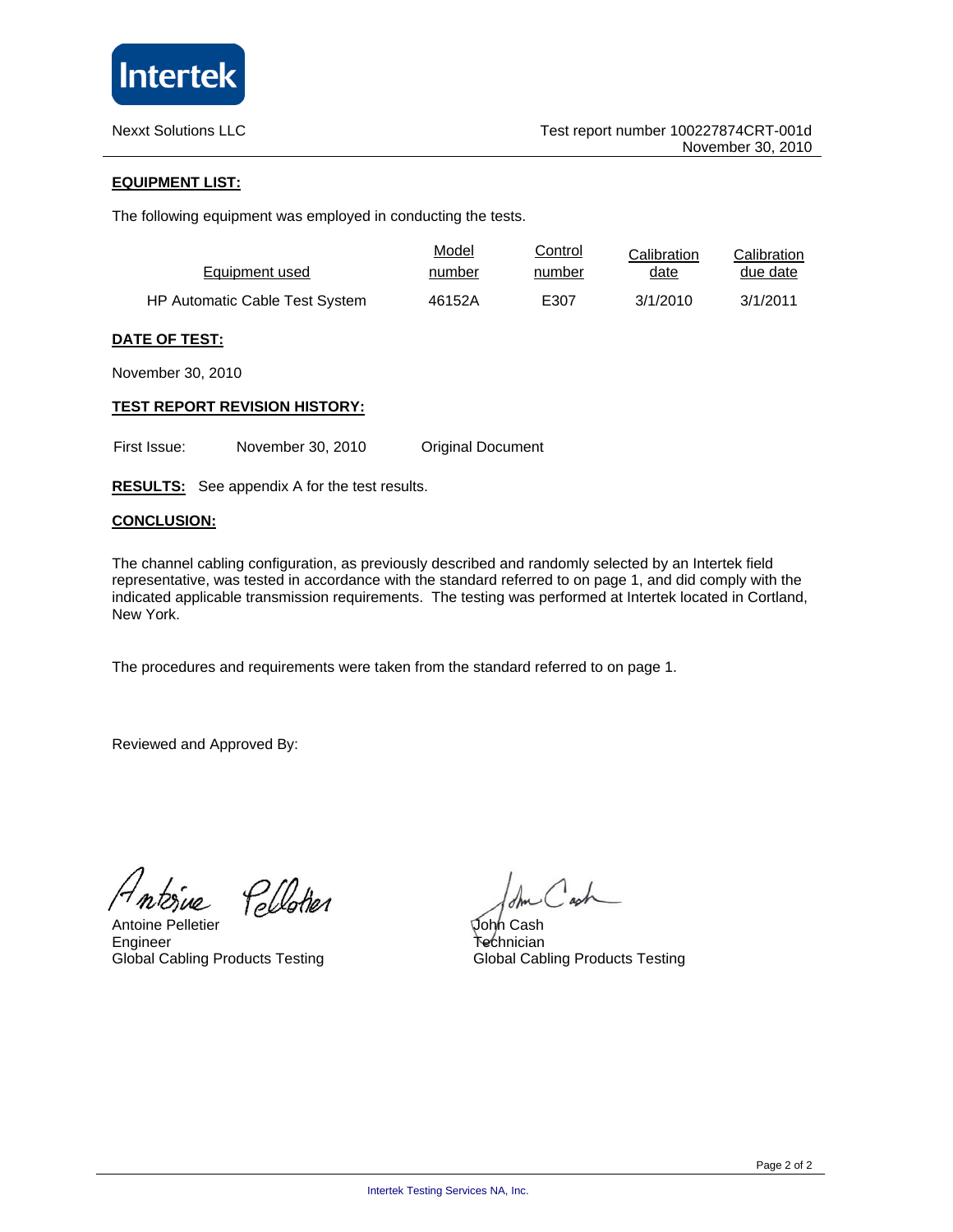Nexxt Solutions LLC

Test report number 100227874CRT-001d
November 30, 2010

**EQUIPMENT LIST:**

The following equipment was employed in conducting the tests.

| Equipment used | Model number | Control number | Calibration date | Calibration due date |
|---|---|---|---|---|
| HP Automatic Cable Test System | 46152A | E307 | 3/1/2010 | 3/1/2011 |

**DATE OF TEST:**

November 30, 2010

**TEST REPORT REVISION HISTORY:**

First Issue: November 30, 2010 Original Document

**RESULTS:** See appendix A for the test results.

**CONCLUSION:**

The channel cabling configuration, as previously described and randomly selected by an Intertek field representative, was tested in accordance with the standard referred to on page 1, and did comply with the indicated applicable transmission requirements. The testing was performed at Intertek located in Cortland, New York.

The procedures and requirements were taken from the standard referred to on page 1.

Reviewed and Approved By:

Antoine Pelletier
Engineer
Global Cabling Products Testing

John Cash
Technician
Global Cabling Products Testing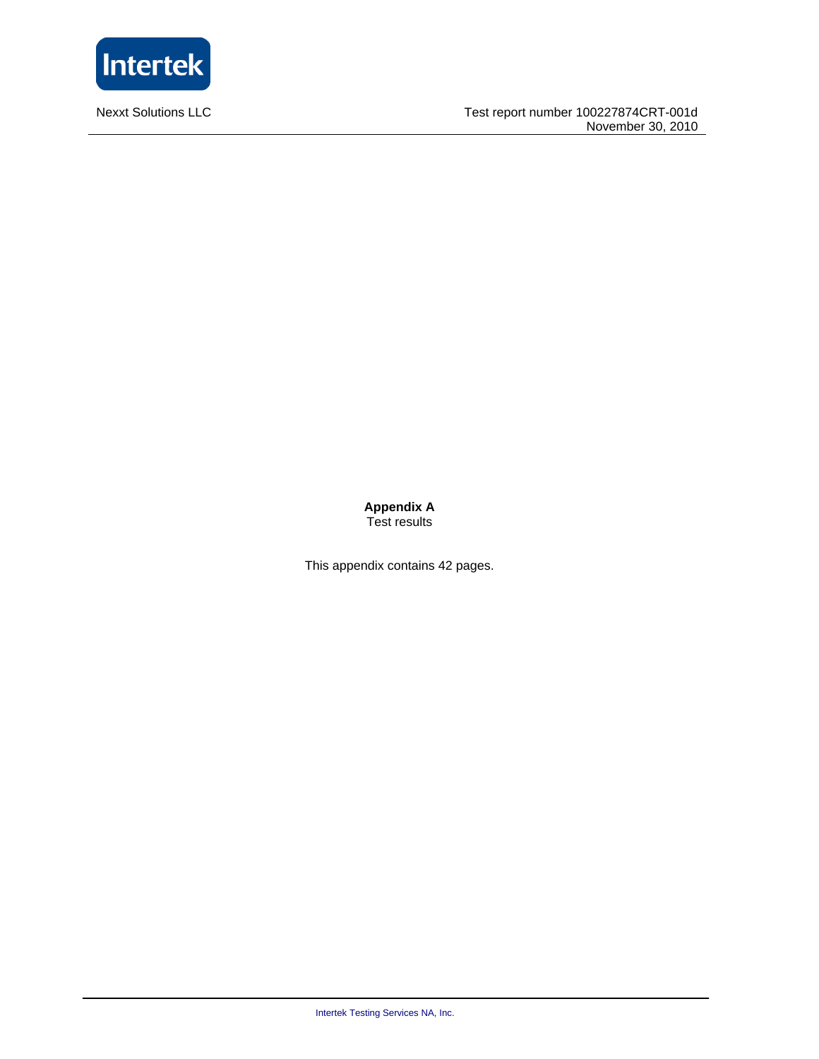**Appendix A**
Test results

This appendix contains 42 pages.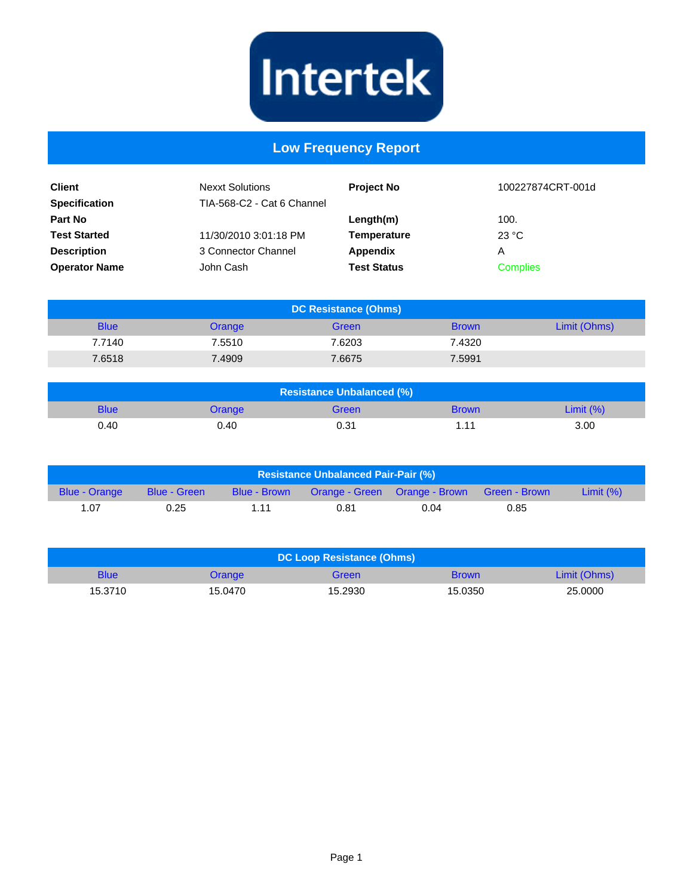Intertek

# Low Frequency Report

| | | | |
|---|---|---|---|
| **Client** | Nexxt Solutions | **Project No** | 100227874CRT-001d |
| **Specification** | TIA-568-C2 - Cat 6 Channel | | |
| **Part No** | | **Length(m)** | 100. |
| **Test Started** | 11/30/2010 3:01:18 PM | **Temperature** | 23 °C |
| **Description** | 3 Connector Channel | **Appendix** | A |
| **Operator Name** | John Cash | **Test Status** | Complies |

## DC Resistance (Ohms)

| Blue | Orange | Green | Brown | Limit (Ohms) |
|---|---|---|---|---|
| 7.7140 | 7.5510 | 7.6203 | 7.4320 | |
| 7.6518 | 7.4909 | 7.6675 | 7.5991 | |

## Resistance Unbalanced (%)

| Blue | Orange | Green | Brown | Limit (%) |
|---|---|---|---|---|
| 0.40 | 0.40 | 0.31 | 1.11 | 3.00 |

## Resistance Unbalanced Pair-Pair (%)

| Blue - Orange | Blue - Green | Blue - Brown | Orange - Green | Orange - Brown | Green - Brown | Limit (%) |
|---|---|---|---|---|---|---|
| 1.07 | 0.25 | 1.11 | 0.81 | 0.04 | 0.85 | |

## DC Loop Resistance (Ohms)

| Blue | Orange | Green | Brown | Limit (Ohms) |
|---|---|---|---|---|
| 15.3710 | 15.0470 | 15.2930 | 15.0350 | 25.0000 |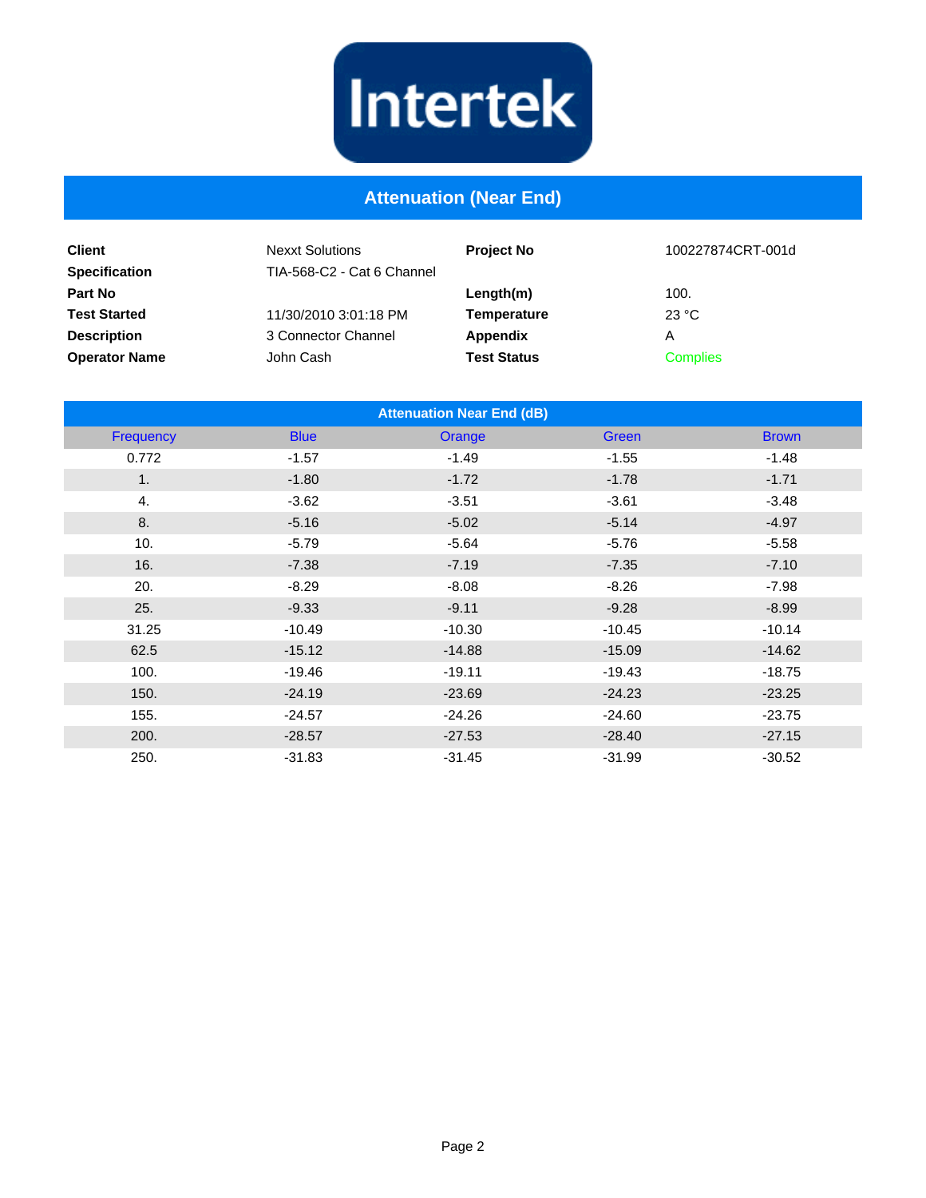Intertek

# Attenuation (Near End)

| | | | |
|---|---|---|---|
| **Client** | Nexxt Solutions | **Project No** | 100227874CRT-001d |
| **Specification** | TIA-568-C2 - Cat 6 Channel | | |
| **Part No** | | **Length(m)** | 100. |
| **Test Started** | 11/30/2010 3:01:18 PM | **Temperature** | 23 °C |
| **Description** | 3 Connector Channel | **Appendix** | A |
| **Operator Name** | John Cash | **Test Status** | Complies |

| Attenuation Near End (dB) | | | | |
|---|---|---|---|---|
| Frequency | Blue | Orange | Green | Brown |
| 0.772 | -1.57 | -1.49 | -1.55 | -1.48 |
| 1. | -1.80 | -1.72 | -1.78 | -1.71 |
| 4. | -3.62 | -3.51 | -3.61 | -3.48 |
| 8. | -5.16 | -5.02 | -5.14 | -4.97 |
| 10. | -5.79 | -5.64 | -5.76 | -5.58 |
| 16. | -7.38 | -7.19 | -7.35 | -7.10 |
| 20. | -8.29 | -8.08 | -8.26 | -7.98 |
| 25. | -9.33 | -9.11 | -9.28 | -8.99 |
| 31.25 | -10.49 | -10.30 | -10.45 | -10.14 |
| 62.5 | -15.12 | -14.88 | -15.09 | -14.62 |
| 100. | -19.46 | -19.11 | -19.43 | -18.75 |
| 150. | -24.19 | -23.69 | -24.23 | -23.25 |
| 155. | -24.57 | -24.26 | -24.60 | -23.75 |
| 200. | -28.57 | -27.53 | -28.40 | -27.15 |
| 250. | -31.83 | -31.45 | -31.99 | -30.52 |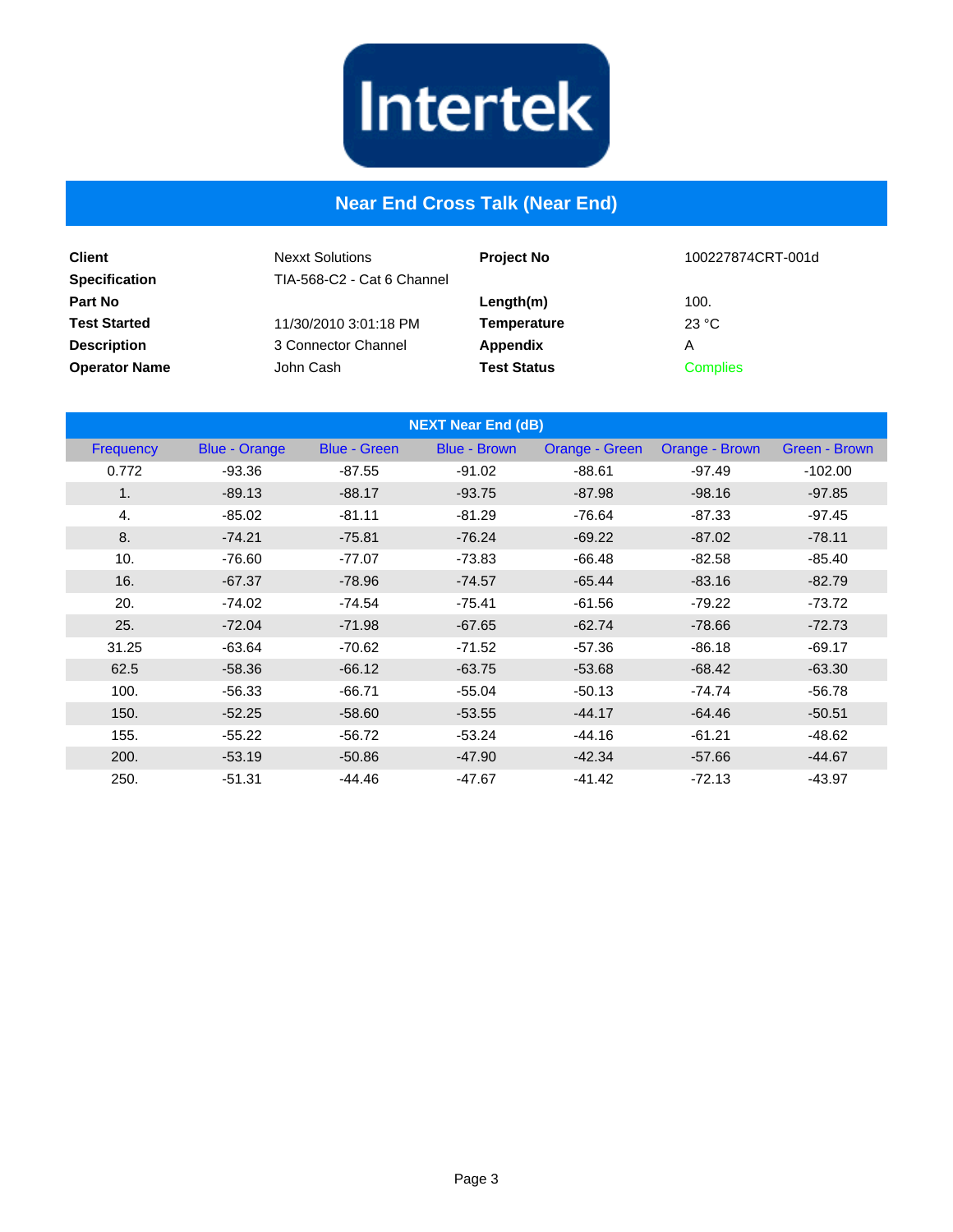Intertek

# Near End Cross Talk (Near End)

| | | | |
|---|---|---|---|
| **Client** | Nexxt Solutions | **Project No** | 100227874CRT-001d |
| **Specification** | TIA-568-C2 - Cat 6 Channel | | |
| **Part No** | | **Length(m)** | 100. |
| **Test Started** | 11/30/2010 3:01:18 PM | **Temperature** | 23 °C |
| **Description** | 3 Connector Channel | **Appendix** | A |
| **Operator Name** | John Cash | **Test Status** | Complies |

**NEXT Near End (dB)**

| Frequency | Blue - Orange | Blue - Green | Blue - Brown | Orange - Green | Orange - Brown | Green - Brown |
|---|---|---|---|---|---|---|
| 0.772 | -93.36 | -87.55 | -91.02 | -88.61 | -97.49 | -102.00 |
| 1. | -89.13 | -88.17 | -93.75 | -87.98 | -98.16 | -97.85 |
| 4. | -85.02 | -81.11 | -81.29 | -76.64 | -87.33 | -97.45 |
| 8. | -74.21 | -75.81 | -76.24 | -69.22 | -87.02 | -78.11 |
| 10. | -76.60 | -77.07 | -73.83 | -66.48 | -82.58 | -85.40 |
| 16. | -67.37 | -78.96 | -74.57 | -65.44 | -83.16 | -82.79 |
| 20. | -74.02 | -74.54 | -75.41 | -61.56 | -79.22 | -73.72 |
| 25. | -72.04 | -71.98 | -67.65 | -62.74 | -78.66 | -72.73 |
| 31.25 | -63.64 | -70.62 | -71.52 | -57.36 | -86.18 | -69.17 |
| 62.5 | -58.36 | -66.12 | -63.75 | -53.68 | -68.42 | -63.30 |
| 100. | -56.33 | -66.71 | -55.04 | -50.13 | -74.74 | -56.78 |
| 150. | -52.25 | -58.60 | -53.55 | -44.17 | -64.46 | -50.51 |
| 155. | -55.22 | -56.72 | -53.24 | -44.16 | -61.21 | -48.62 |
| 200. | -53.19 | -50.86 | -47.90 | -42.34 | -57.66 | -44.67 |
| 250. | -51.31 | -44.46 | -47.67 | -41.42 | -72.13 | -43.97 |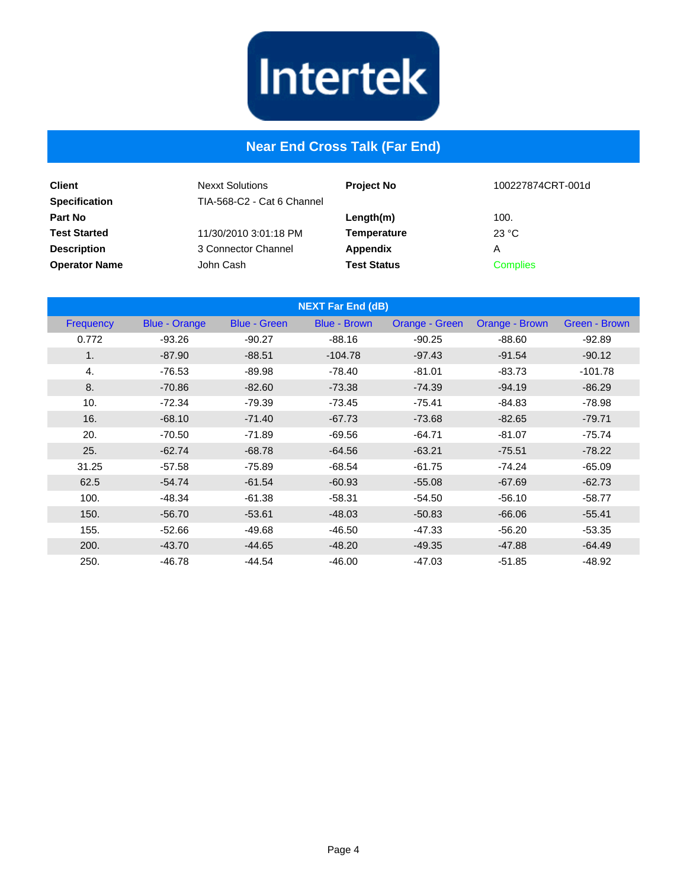# Near End Cross Talk (Far End)

| | | | |
|---|---|---|---|
| **Client** | Nexxt Solutions | **Project No** | 100227874CRT-001d |
| **Specification** | TIA-568-C2 - Cat 6 Channel | | |
| **Part No** | | **Length(m)** | 100. |
| **Test Started** | 11/30/2010 3:01:18 PM | **Temperature** | 23 °C |
| **Description** | 3 Connector Channel | **Appendix** | A |
| **Operator Name** | John Cash | **Test Status** | Complies |

**NEXT Far End (dB)**

| Frequency | Blue - Orange | Blue - Green | Blue - Brown | Orange - Green | Orange - Brown | Green - Brown |
|---|---|---|---|---|---|---|
| 0.772 | -93.26 | -90.27 | -88.16 | -90.25 | -88.60 | -92.89 |
| 1. | -87.90 | -88.51 | -104.78 | -97.43 | -91.54 | -90.12 |
| 4. | -76.53 | -89.98 | -78.40 | -81.01 | -83.73 | -101.78 |
| 8. | -70.86 | -82.60 | -73.38 | -74.39 | -94.19 | -86.29 |
| 10. | -72.34 | -79.39 | -73.45 | -75.41 | -84.83 | -78.98 |
| 16. | -68.10 | -71.40 | -67.73 | -73.68 | -82.65 | -79.71 |
| 20. | -70.50 | -71.89 | -69.56 | -64.71 | -81.07 | -75.74 |
| 25. | -62.74 | -68.78 | -64.56 | -63.21 | -75.51 | -78.22 |
| 31.25 | -57.58 | -75.89 | -68.54 | -61.75 | -74.24 | -65.09 |
| 62.5 | -54.74 | -61.54 | -60.93 | -55.08 | -67.69 | -62.73 |
| 100. | -48.34 | -61.38 | -58.31 | -54.50 | -56.10 | -58.77 |
| 150. | -56.70 | -53.61 | -48.03 | -50.83 | -66.06 | -55.41 |
| 155. | -52.66 | -49.68 | -46.50 | -47.33 | -56.20 | -53.35 |
| 200. | -43.70 | -44.65 | -48.20 | -49.35 | -47.88 | -64.49 |
| 250. | -46.78 | -44.54 | -46.00 | -47.03 | -51.85 | -48.92 |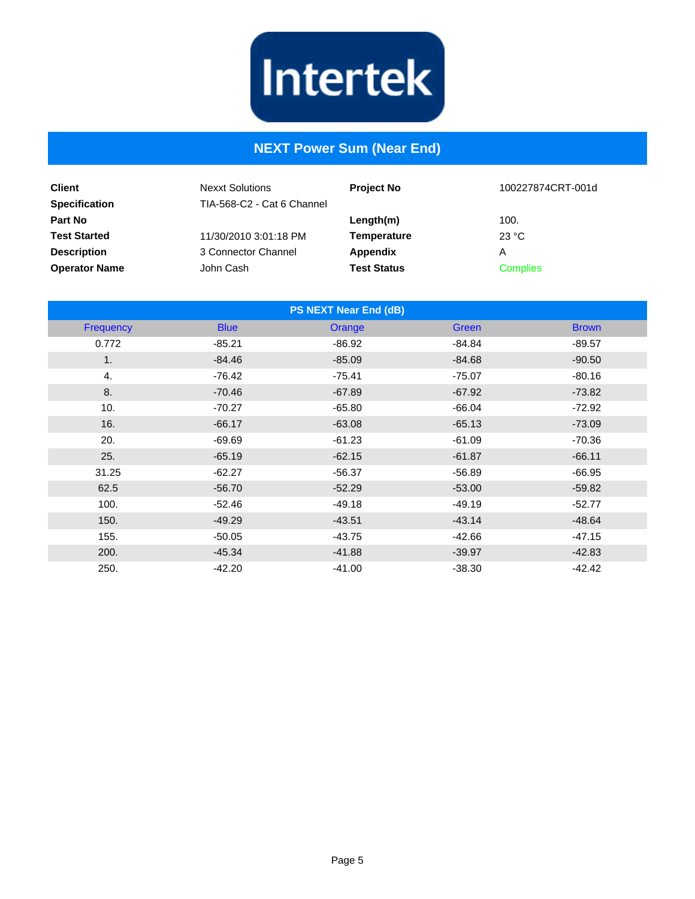Intertek

# NEXT Power Sum (Near End)

| | | | |
|---|---|---|---|
| **Client** | Nexxt Solutions | **Project No** | 100227874CRT-001d |
| **Specification** | TIA-568-C2 - Cat 6 Channel | | |
| **Part No** | | **Length(m)** | 100. |
| **Test Started** | 11/30/2010 3:01:18 PM | **Temperature** | 23 °C |
| **Description** | 3 Connector Channel | **Appendix** | A |
| **Operator Name** | John Cash | **Test Status** | Complies |

**PS NEXT Near End (dB)**

| Frequency | Blue | Orange | Green | Brown |
|---|---|---|---|---|
| 0.772 | -85.21 | -86.92 | -84.84 | -89.57 |
| 1. | -84.46 | -85.09 | -84.68 | -90.50 |
| 4. | -76.42 | -75.41 | -75.07 | -80.16 |
| 8. | -70.46 | -67.89 | -67.92 | -73.82 |
| 10. | -70.27 | -65.80 | -66.04 | -72.92 |
| 16. | -66.17 | -63.08 | -65.13 | -73.09 |
| 20. | -69.69 | -61.23 | -61.09 | -70.36 |
| 25. | -65.19 | -62.15 | -61.87 | -66.11 |
| 31.25 | -62.27 | -56.37 | -56.89 | -66.95 |
| 62.5 | -56.70 | -52.29 | -53.00 | -59.82 |
| 100. | -52.46 | -49.18 | -49.19 | -52.77 |
| 150. | -49.29 | -43.51 | -43.14 | -48.64 |
| 155. | -50.05 | -43.75 | -42.66 | -47.15 |
| 200. | -45.34 | -41.88 | -39.97 | -42.83 |
| 250. | -42.20 | -41.00 | -38.30 | -42.42 |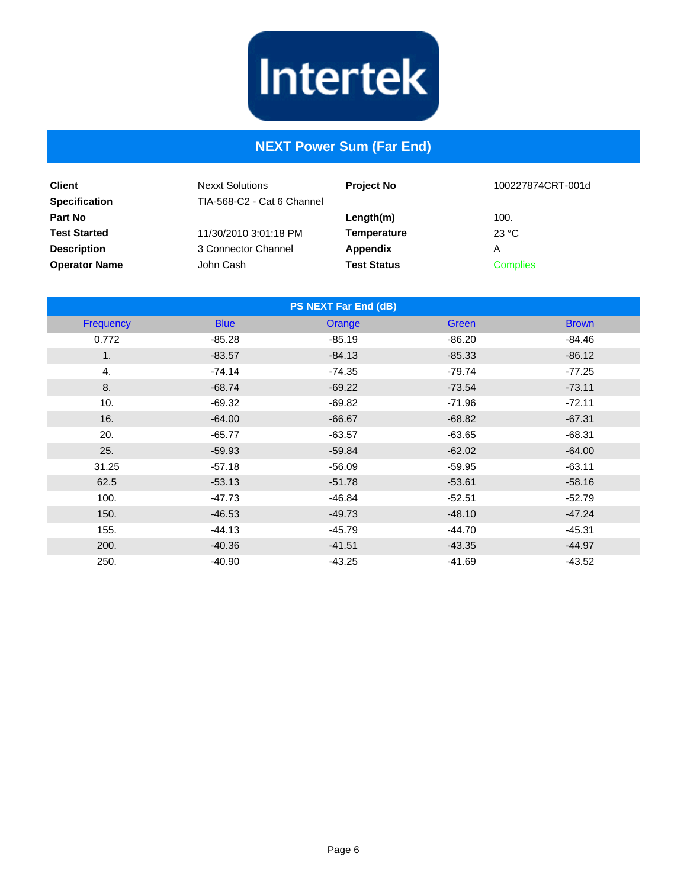Intertek

# NEXT Power Sum (Far End)

| | | | |
|---|---|---|---|
| **Client** | Nexxt Solutions | **Project No** | 100227874CRT-001d |
| **Specification** | TIA-568-C2 - Cat 6 Channel | | |
| **Part No** | | **Length(m)** | 100. |
| **Test Started** | 11/30/2010 3:01:18 PM | **Temperature** | 23 °C |
| **Description** | 3 Connector Channel | **Appendix** | A |
| **Operator Name** | John Cash | **Test Status** | Complies |

| PS NEXT Far End (dB) | | | | |
|---|---|---|---|---|
| Frequency | Blue | Orange | Green | Brown |
| 0.772 | -85.28 | -85.19 | -86.20 | -84.46 |
| 1. | -83.57 | -84.13 | -85.33 | -86.12 |
| 4. | -74.14 | -74.35 | -79.74 | -77.25 |
| 8. | -68.74 | -69.22 | -73.54 | -73.11 |
| 10. | -69.32 | -69.82 | -71.96 | -72.11 |
| 16. | -64.00 | -66.67 | -68.82 | -67.31 |
| 20. | -65.77 | -63.57 | -63.65 | -68.31 |
| 25. | -59.93 | -59.84 | -62.02 | -64.00 |
| 31.25 | -57.18 | -56.09 | -59.95 | -63.11 |
| 62.5 | -53.13 | -51.78 | -53.61 | -58.16 |
| 100. | -47.73 | -46.84 | -52.51 | -52.79 |
| 150. | -46.53 | -49.73 | -48.10 | -47.24 |
| 155. | -44.13 | -45.79 | -44.70 | -45.31 |
| 200. | -40.36 | -41.51 | -43.35 | -44.97 |
| 250. | -40.90 | -43.25 | -41.69 | -43.52 |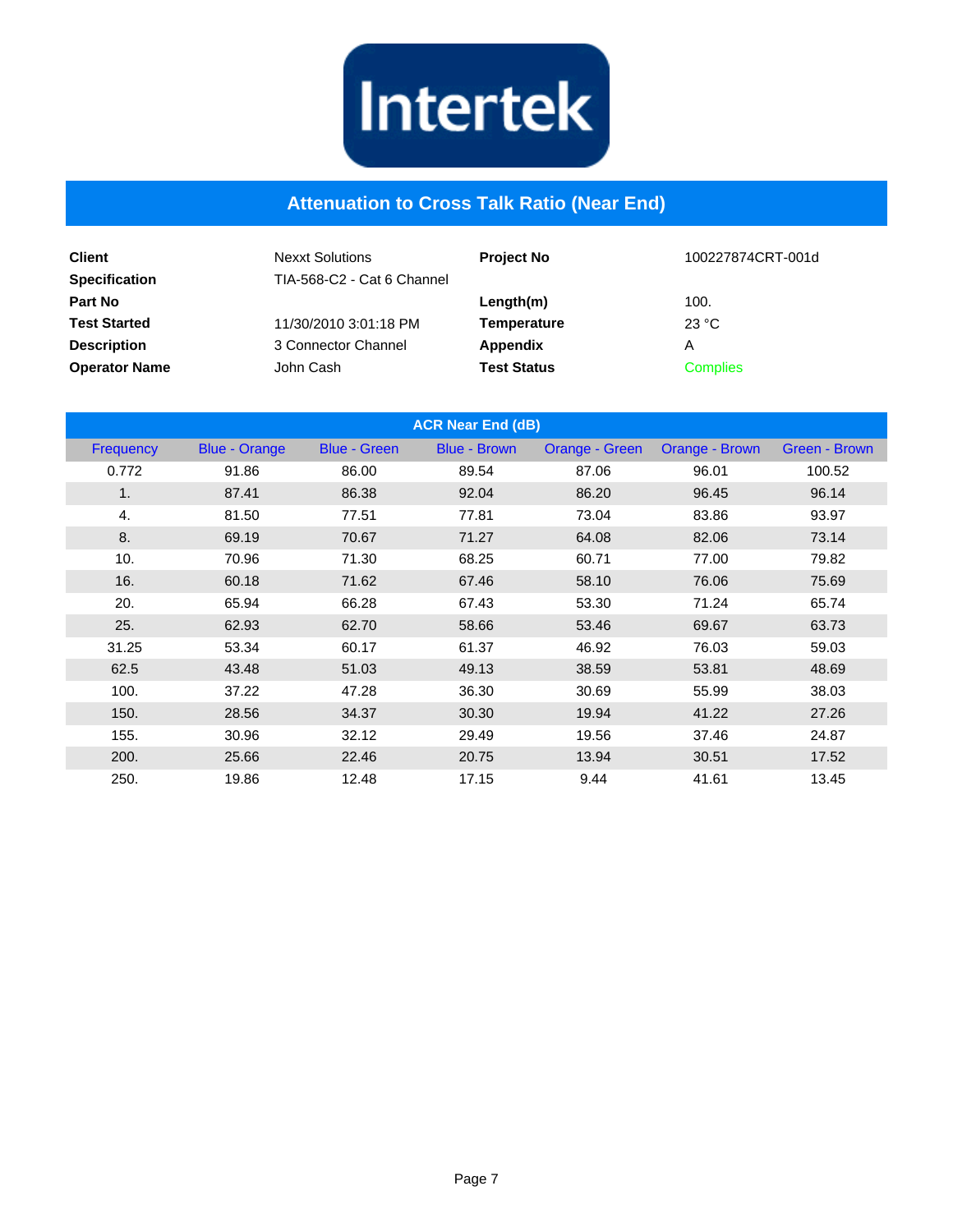Intertek

# Attenuation to Cross Talk Ratio (Near End)

| | | | |
|---|---|---|---|
| **Client** | Nexxt Solutions | **Project No** | 100227874CRT-001d |
| **Specification** | TIA-568-C2 - Cat 6 Channel | | |
| **Part No** | | **Length(m)** | 100. |
| **Test Started** | 11/30/2010 3:01:18 PM | **Temperature** | 23 °C |
| **Description** | 3 Connector Channel | **Appendix** | A |
| **Operator Name** | John Cash | **Test Status** | Complies |

| ACR Near End (dB) | | | | | | |
|---|---|---|---|---|---|---|
| Frequency | Blue - Orange | Blue - Green | Blue - Brown | Orange - Green | Orange - Brown | Green - Brown |
| 0.772 | 91.86 | 86.00 | 89.54 | 87.06 | 96.01 | 100.52 |
| 1. | 87.41 | 86.38 | 92.04 | 86.20 | 96.45 | 96.14 |
| 4. | 81.50 | 77.51 | 77.81 | 73.04 | 83.86 | 93.97 |
| 8. | 69.19 | 70.67 | 71.27 | 64.08 | 82.06 | 73.14 |
| 10. | 70.96 | 71.30 | 68.25 | 60.71 | 77.00 | 79.82 |
| 16. | 60.18 | 71.62 | 67.46 | 58.10 | 76.06 | 75.69 |
| 20. | 65.94 | 66.28 | 67.43 | 53.30 | 71.24 | 65.74 |
| 25. | 62.93 | 62.70 | 58.66 | 53.46 | 69.67 | 63.73 |
| 31.25 | 53.34 | 60.17 | 61.37 | 46.92 | 76.03 | 59.03 |
| 62.5 | 43.48 | 51.03 | 49.13 | 38.59 | 53.81 | 48.69 |
| 100. | 37.22 | 47.28 | 36.30 | 30.69 | 55.99 | 38.03 |
| 150. | 28.56 | 34.37 | 30.30 | 19.94 | 41.22 | 27.26 |
| 155. | 30.96 | 32.12 | 29.49 | 19.56 | 37.46 | 24.87 |
| 200. | 25.66 | 22.46 | 20.75 | 13.94 | 30.51 | 17.52 |
| 250. | 19.86 | 12.48 | 17.15 | 9.44 | 41.61 | 13.45 |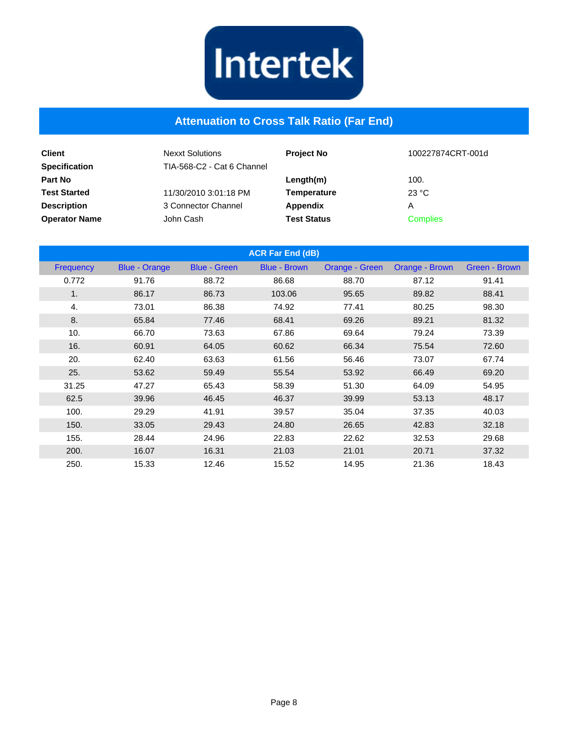Intertek

# Attenuation to Cross Talk Ratio (Far End)

| | | | |
|---|---|---|---|
| **Client** | Nexxt Solutions | **Project No** | 100227874CRT-001d |
| **Specification** | TIA-568-C2 - Cat 6 Channel | | |
| **Part No** | | **Length(m)** | 100. |
| **Test Started** | 11/30/2010 3:01:18 PM | **Temperature** | 23 °C |
| **Description** | 3 Connector Channel | **Appendix** | A |
| **Operator Name** | John Cash | **Test Status** | Complies |

| ACR Far End (dB) | | | | | | |
|---|---|---|---|---|---|---|
| Frequency | Blue - Orange | Blue - Green | Blue - Brown | Orange - Green | Orange - Brown | Green - Brown |
| 0.772 | 91.76 | 88.72 | 86.68 | 88.70 | 87.12 | 91.41 |
| 1. | 86.17 | 86.73 | 103.06 | 95.65 | 89.82 | 88.41 |
| 4. | 73.01 | 86.38 | 74.92 | 77.41 | 80.25 | 98.30 |
| 8. | 65.84 | 77.46 | 68.41 | 69.26 | 89.21 | 81.32 |
| 10. | 66.70 | 73.63 | 67.86 | 69.64 | 79.24 | 73.39 |
| 16. | 60.91 | 64.05 | 60.62 | 66.34 | 75.54 | 72.60 |
| 20. | 62.40 | 63.63 | 61.56 | 56.46 | 73.07 | 67.74 |
| 25. | 53.62 | 59.49 | 55.54 | 53.92 | 66.49 | 69.20 |
| 31.25 | 47.27 | 65.43 | 58.39 | 51.30 | 64.09 | 54.95 |
| 62.5 | 39.96 | 46.45 | 46.37 | 39.99 | 53.13 | 48.17 |
| 100. | 29.29 | 41.91 | 39.57 | 35.04 | 37.35 | 40.03 |
| 150. | 33.05 | 29.43 | 24.80 | 26.65 | 42.83 | 32.18 |
| 155. | 28.44 | 24.96 | 22.83 | 22.62 | 32.53 | 29.68 |
| 200. | 16.07 | 16.31 | 21.03 | 21.01 | 20.71 | 37.32 |
| 250. | 15.33 | 12.46 | 15.52 | 14.95 | 21.36 | 18.43 |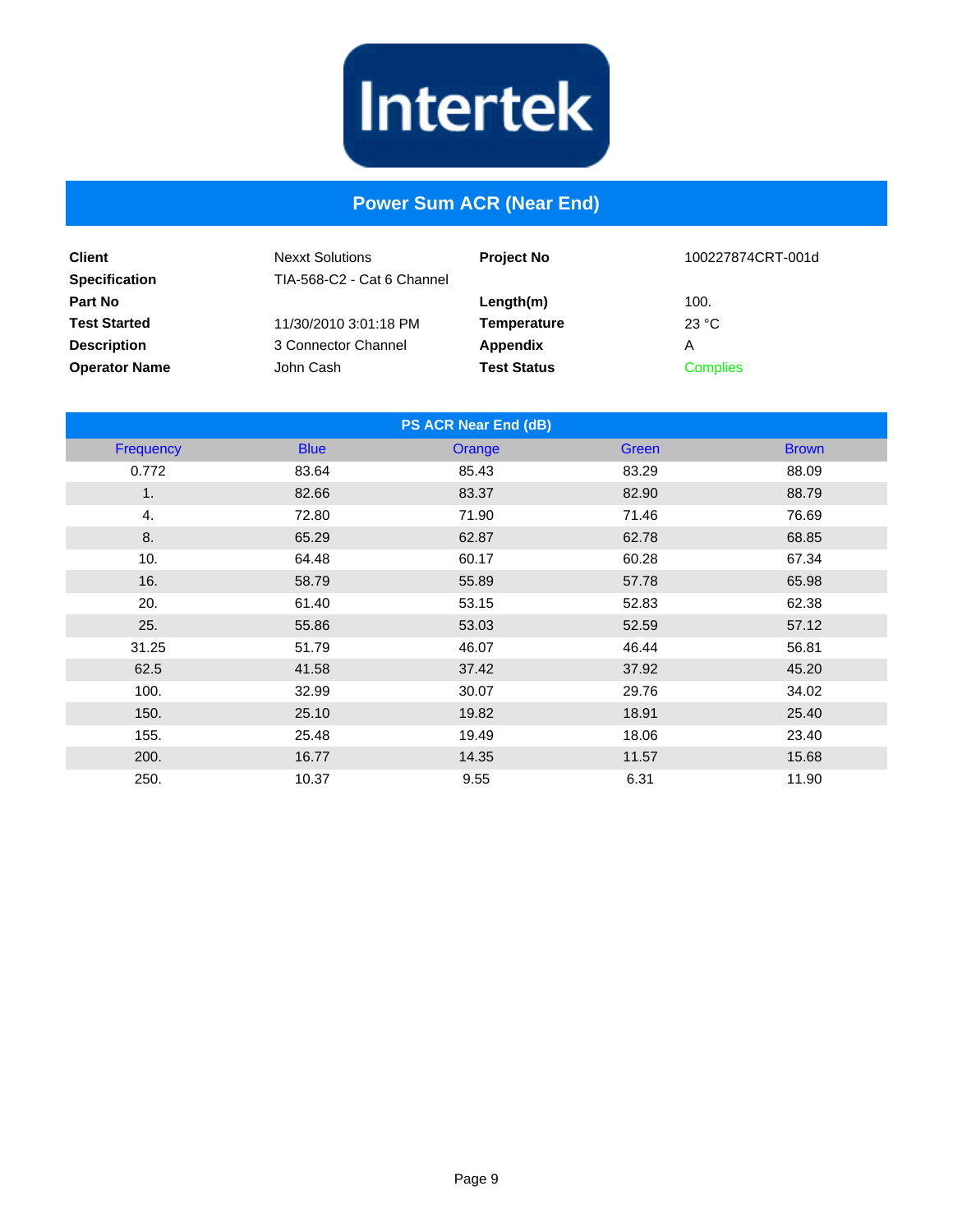Intertek

# Power Sum ACR (Near End)

| | | | |
|---|---|---|---|
| **Client** | Nexxt Solutions | **Project No** | 100227874CRT-001d |
| **Specification** | TIA-568-C2 - Cat 6 Channel | | |
| **Part No** | | **Length(m)** | 100. |
| **Test Started** | 11/30/2010 3:01:18 PM | **Temperature** | 23 °C |
| **Description** | 3 Connector Channel | **Appendix** | A |
| **Operator Name** | John Cash | **Test Status** | Complies |

**PS ACR Near End (dB)**

| Frequency | Blue | Orange | Green | Brown |
|---|---|---|---|---|
| 0.772 | 83.64 | 85.43 | 83.29 | 88.09 |
| 1. | 82.66 | 83.37 | 82.90 | 88.79 |
| 4. | 72.80 | 71.90 | 71.46 | 76.69 |
| 8. | 65.29 | 62.87 | 62.78 | 68.85 |
| 10. | 64.48 | 60.17 | 60.28 | 67.34 |
| 16. | 58.79 | 55.89 | 57.78 | 65.98 |
| 20. | 61.40 | 53.15 | 52.83 | 62.38 |
| 25. | 55.86 | 53.03 | 52.59 | 57.12 |
| 31.25 | 51.79 | 46.07 | 46.44 | 56.81 |
| 62.5 | 41.58 | 37.42 | 37.92 | 45.20 |
| 100. | 32.99 | 30.07 | 29.76 | 34.02 |
| 150. | 25.10 | 19.82 | 18.91 | 25.40 |
| 155. | 25.48 | 19.49 | 18.06 | 23.40 |
| 200. | 16.77 | 14.35 | 11.57 | 15.68 |
| 250. | 10.37 | 9.55 | 6.31 | 11.90 |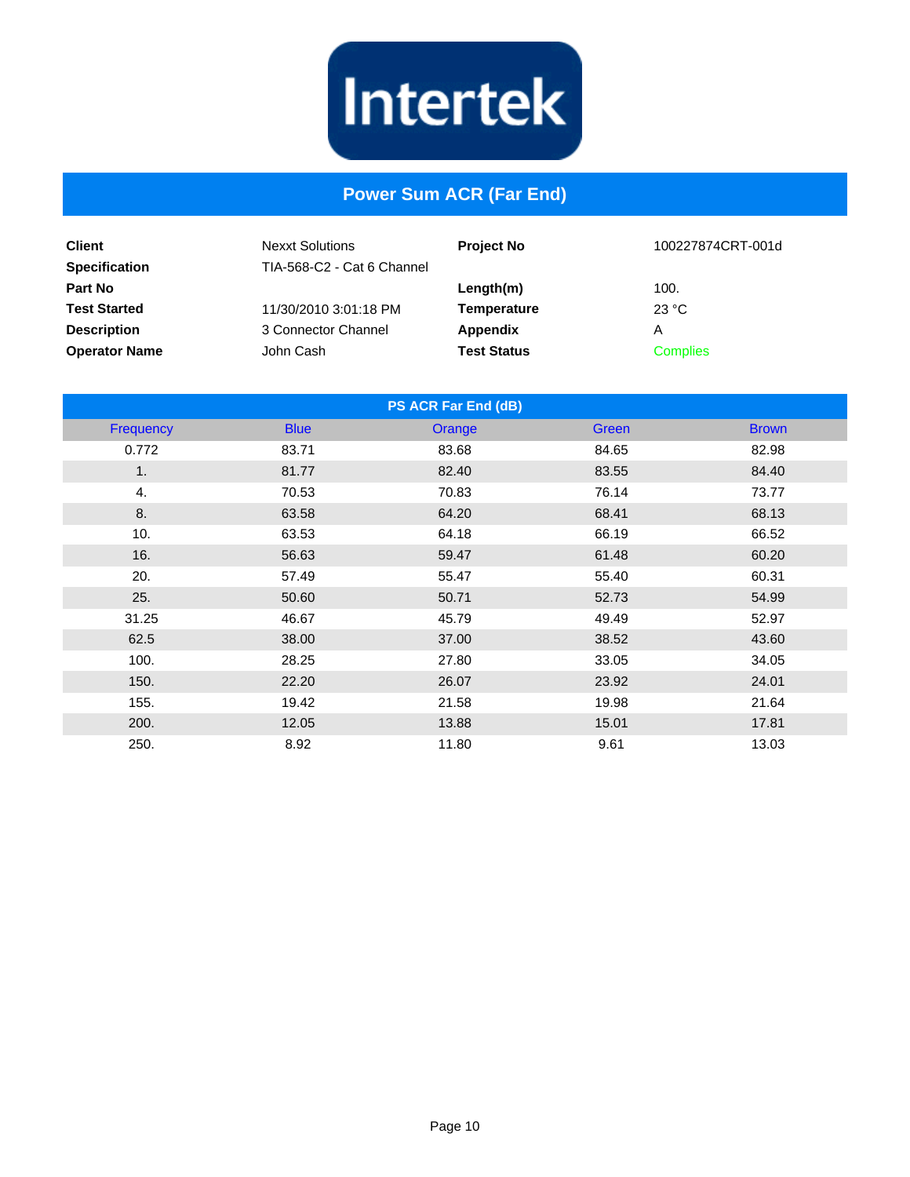Intertek

# Power Sum ACR (Far End)

| | | | |
|---|---|---|---|
| **Client** | Nexxt Solutions | **Project No** | 100227874CRT-001d |
| **Specification** | TIA-568-C2 - Cat 6 Channel | | |
| **Part No** | | **Length(m)** | 100. |
| **Test Started** | 11/30/2010 3:01:18 PM | **Temperature** | 23 °C |
| **Description** | 3 Connector Channel | **Appendix** | A |
| **Operator Name** | John Cash | **Test Status** | Complies |

**PS ACR Far End (dB)**

| Frequency | Blue | Orange | Green | Brown |
|---|---|---|---|---|
| 0.772 | 83.71 | 83.68 | 84.65 | 82.98 |
| 1. | 81.77 | 82.40 | 83.55 | 84.40 |
| 4. | 70.53 | 70.83 | 76.14 | 73.77 |
| 8. | 63.58 | 64.20 | 68.41 | 68.13 |
| 10. | 63.53 | 64.18 | 66.19 | 66.52 |
| 16. | 56.63 | 59.47 | 61.48 | 60.20 |
| 20. | 57.49 | 55.47 | 55.40 | 60.31 |
| 25. | 50.60 | 50.71 | 52.73 | 54.99 |
| 31.25 | 46.67 | 45.79 | 49.49 | 52.97 |
| 62.5 | 38.00 | 37.00 | 38.52 | 43.60 |
| 100. | 28.25 | 27.80 | 33.05 | 34.05 |
| 150. | 22.20 | 26.07 | 23.92 | 24.01 |
| 155. | 19.42 | 21.58 | 19.98 | 21.64 |
| 200. | 12.05 | 13.88 | 15.01 | 17.81 |
| 250. | 8.92 | 11.80 | 9.61 | 13.03 |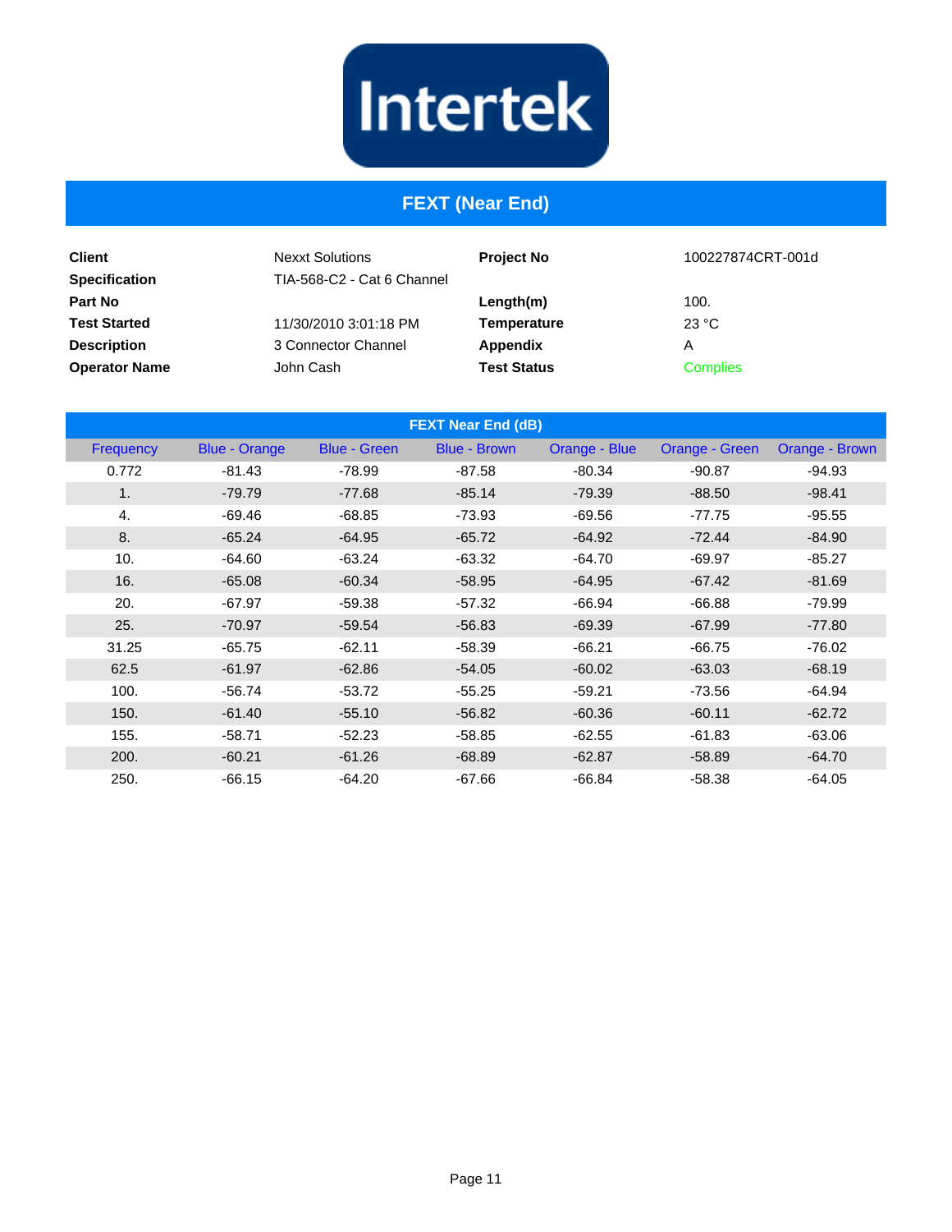Intertek

# FEXT (Near End)

| | | | |
|---|---|---|---|
| **Client** | Nexxt Solutions | **Project No** | 100227874CRT-001d |
| **Specification** | TIA-568-C2 - Cat 6 Channel | | |
| **Part No** | | **Length(m)** | 100. |
| **Test Started** | 11/30/2010 3:01:18 PM | **Temperature** | 23 °C |
| **Description** | 3 Connector Channel | **Appendix** | A |
| **Operator Name** | John Cash | **Test Status** | Complies |

**FEXT Near End (dB)**

| Frequency | Blue - Orange | Blue - Green | Blue - Brown | Orange - Blue | Orange - Green | Orange - Brown |
|---|---|---|---|---|---|---|
| 0.772 | -81.43 | -78.99 | -87.58 | -80.34 | -90.87 | -94.93 |
| 1. | -79.79 | -77.68 | -85.14 | -79.39 | -88.50 | -98.41 |
| 4. | -69.46 | -68.85 | -73.93 | -69.56 | -77.75 | -95.55 |
| 8. | -65.24 | -64.95 | -65.72 | -64.92 | -72.44 | -84.90 |
| 10. | -64.60 | -63.24 | -63.32 | -64.70 | -69.97 | -85.27 |
| 16. | -65.08 | -60.34 | -58.95 | -64.95 | -67.42 | -81.69 |
| 20. | -67.97 | -59.38 | -57.32 | -66.94 | -66.88 | -79.99 |
| 25. | -70.97 | -59.54 | -56.83 | -69.39 | -67.99 | -77.80 |
| 31.25 | -65.75 | -62.11 | -58.39 | -66.21 | -66.75 | -76.02 |
| 62.5 | -61.97 | -62.86 | -54.05 | -60.02 | -63.03 | -68.19 |
| 100. | -56.74 | -53.72 | -55.25 | -59.21 | -73.56 | -64.94 |
| 150. | -61.40 | -55.10 | -56.82 | -60.36 | -60.11 | -62.72 |
| 155. | -58.71 | -52.23 | -58.85 | -62.55 | -61.83 | -63.06 |
| 200. | -60.21 | -61.26 | -68.89 | -62.87 | -58.89 | -64.70 |
| 250. | -66.15 | -64.20 | -67.66 | -66.84 | -58.38 | -64.05 |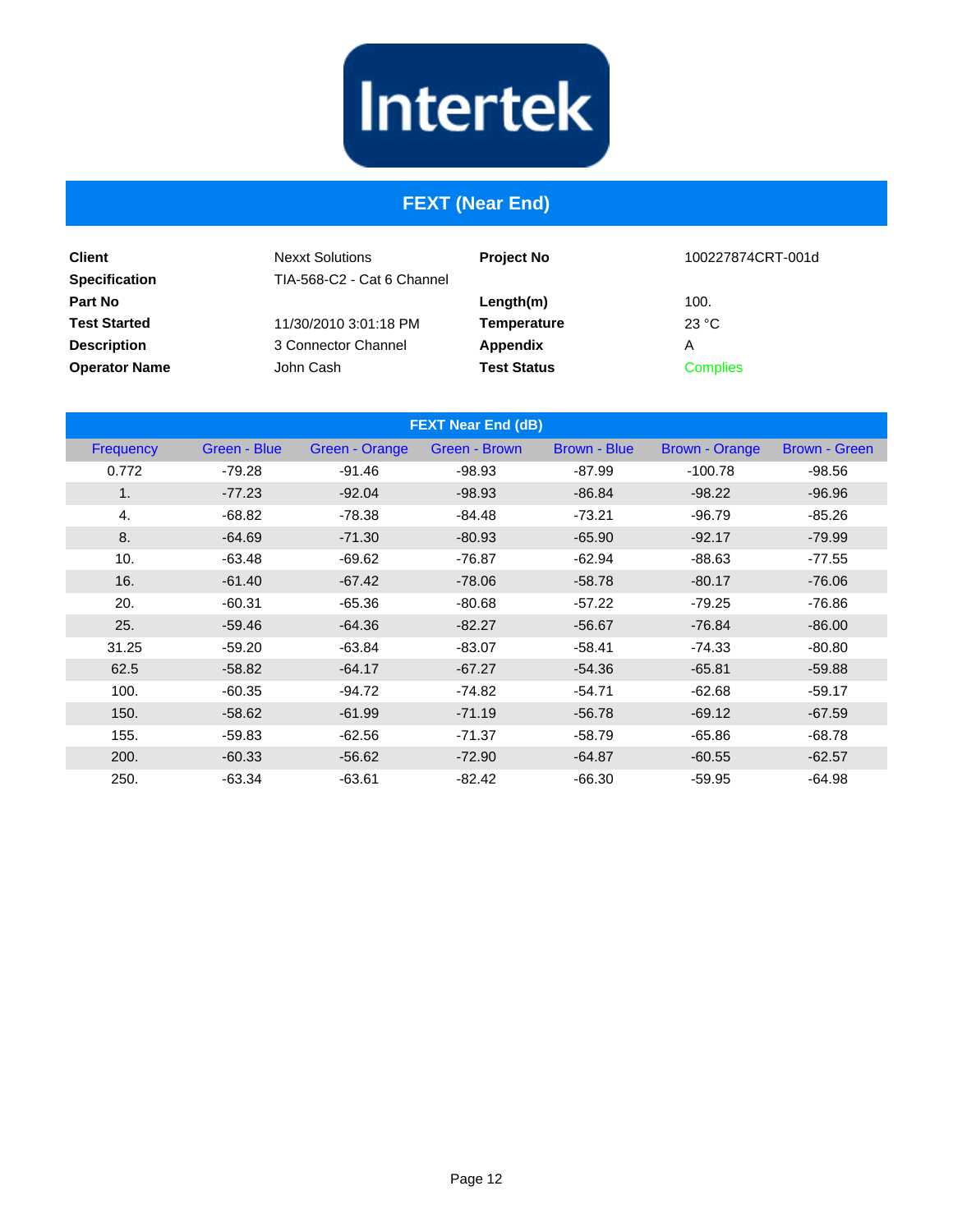Intertek

# FEXT (Near End)

| | | | |
|---|---|---|---|
| **Client** | Nexxt Solutions | **Project No** | 100227874CRT-001d |
| **Specification** | TIA-568-C2 - Cat 6 Channel | | |
| **Part No** | | **Length(m)** | 100. |
| **Test Started** | 11/30/2010 3:01:18 PM | **Temperature** | 23 °C |
| **Description** | 3 Connector Channel | **Appendix** | A |
| **Operator Name** | John Cash | **Test Status** | Complies |

**FEXT Near End (dB)**

| Frequency | Green - Blue | Green - Orange | Green - Brown | Brown - Blue | Brown - Orange | Brown - Green |
|---|---|---|---|---|---|---|
| 0.772 | -79.28 | -91.46 | -98.93 | -87.99 | -100.78 | -98.56 |
| 1. | -77.23 | -92.04 | -98.93 | -86.84 | -98.22 | -96.96 |
| 4. | -68.82 | -78.38 | -84.48 | -73.21 | -96.79 | -85.26 |
| 8. | -64.69 | -71.30 | -80.93 | -65.90 | -92.17 | -79.99 |
| 10. | -63.48 | -69.62 | -76.87 | -62.94 | -88.63 | -77.55 |
| 16. | -61.40 | -67.42 | -78.06 | -58.78 | -80.17 | -76.06 |
| 20. | -60.31 | -65.36 | -80.68 | -57.22 | -79.25 | -76.86 |
| 25. | -59.46 | -64.36 | -82.27 | -56.67 | -76.84 | -86.00 |
| 31.25 | -59.20 | -63.84 | -83.07 | -58.41 | -74.33 | -80.80 |
| 62.5 | -58.82 | -64.17 | -67.27 | -54.36 | -65.81 | -59.88 |
| 100. | -60.35 | -94.72 | -74.82 | -54.71 | -62.68 | -59.17 |
| 150. | -58.62 | -61.99 | -71.19 | -56.78 | -69.12 | -67.59 |
| 155. | -59.83 | -62.56 | -71.37 | -58.79 | -65.86 | -68.78 |
| 200. | -60.33 | -56.62 | -72.90 | -64.87 | -60.55 | -62.57 |
| 250. | -63.34 | -63.61 | -82.42 | -66.30 | -59.95 | -64.98 |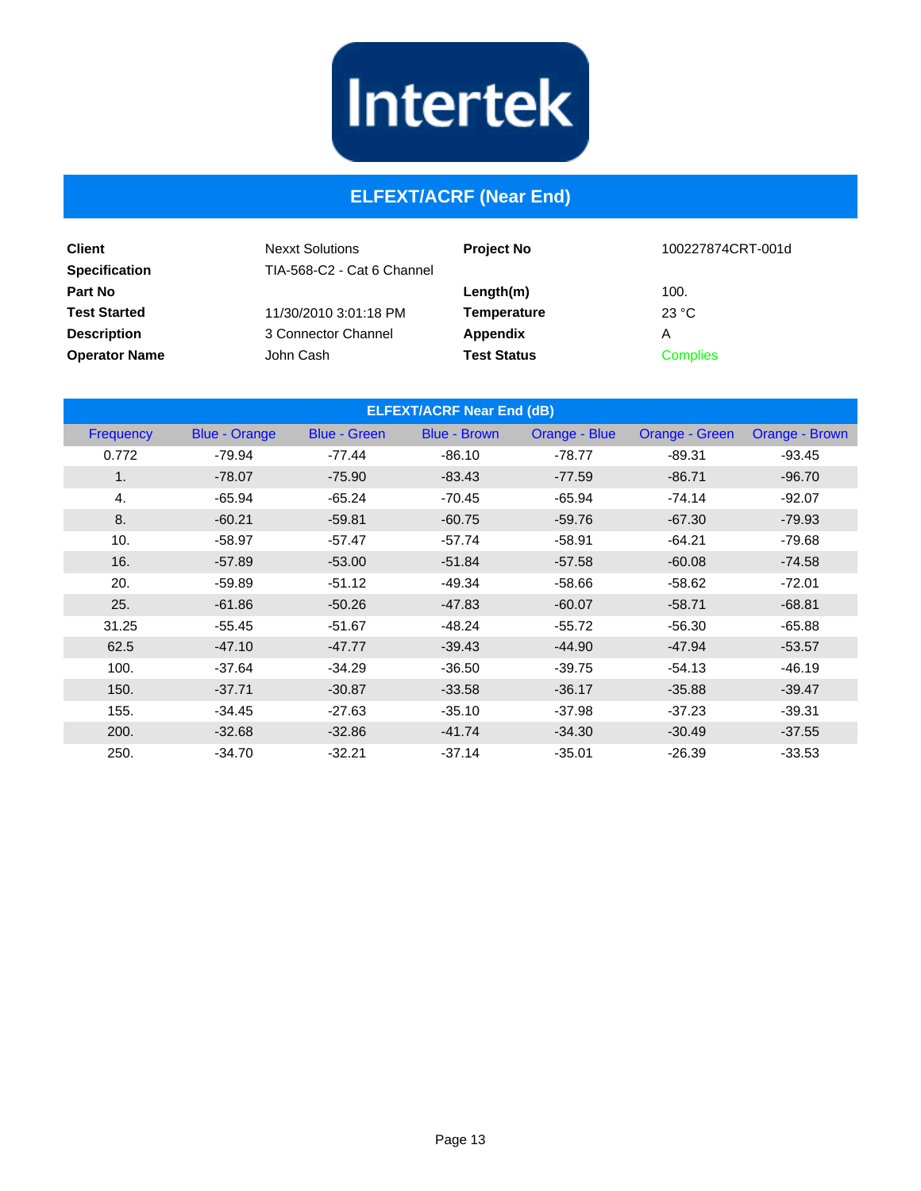Intertek

# ELFEXT/ACRF (Near End)

| | | | |
|---|---|---|---|
| **Client** | Nexxt Solutions | **Project No** | 100227874CRT-001d |
| **Specification** | TIA-568-C2 - Cat 6 Channel | | |
| **Part No** | | **Length(m)** | 100. |
| **Test Started** | 11/30/2010 3:01:18 PM | **Temperature** | 23 °C |
| **Description** | 3 Connector Channel | **Appendix** | A |
| **Operator Name** | John Cash | **Test Status** | Complies |

| ELFEXT/ACRF Near End (dB) | | | | | | |
|---|---|---|---|---|---|---|
| Frequency | Blue - Orange | Blue - Green | Blue - Brown | Orange - Blue | Orange - Green | Orange - Brown |
| 0.772 | -79.94 | -77.44 | -86.10 | -78.77 | -89.31 | -93.45 |
| 1. | -78.07 | -75.90 | -83.43 | -77.59 | -86.71 | -96.70 |
| 4. | -65.94 | -65.24 | -70.45 | -65.94 | -74.14 | -92.07 |
| 8. | -60.21 | -59.81 | -60.75 | -59.76 | -67.30 | -79.93 |
| 10. | -58.97 | -57.47 | -57.74 | -58.91 | -64.21 | -79.68 |
| 16. | -57.89 | -53.00 | -51.84 | -57.58 | -60.08 | -74.58 |
| 20. | -59.89 | -51.12 | -49.34 | -58.66 | -58.62 | -72.01 |
| 25. | -61.86 | -50.26 | -47.83 | -60.07 | -58.71 | -68.81 |
| 31.25 | -55.45 | -51.67 | -48.24 | -55.72 | -56.30 | -65.88 |
| 62.5 | -47.10 | -47.77 | -39.43 | -44.90 | -47.94 | -53.57 |
| 100. | -37.64 | -34.29 | -36.50 | -39.75 | -54.13 | -46.19 |
| 150. | -37.71 | -30.87 | -33.58 | -36.17 | -35.88 | -39.47 |
| 155. | -34.45 | -27.63 | -35.10 | -37.98 | -37.23 | -39.31 |
| 200. | -32.68 | -32.86 | -41.74 | -34.30 | -30.49 | -37.55 |
| 250. | -34.70 | -32.21 | -37.14 | -35.01 | -26.39 | -33.53 |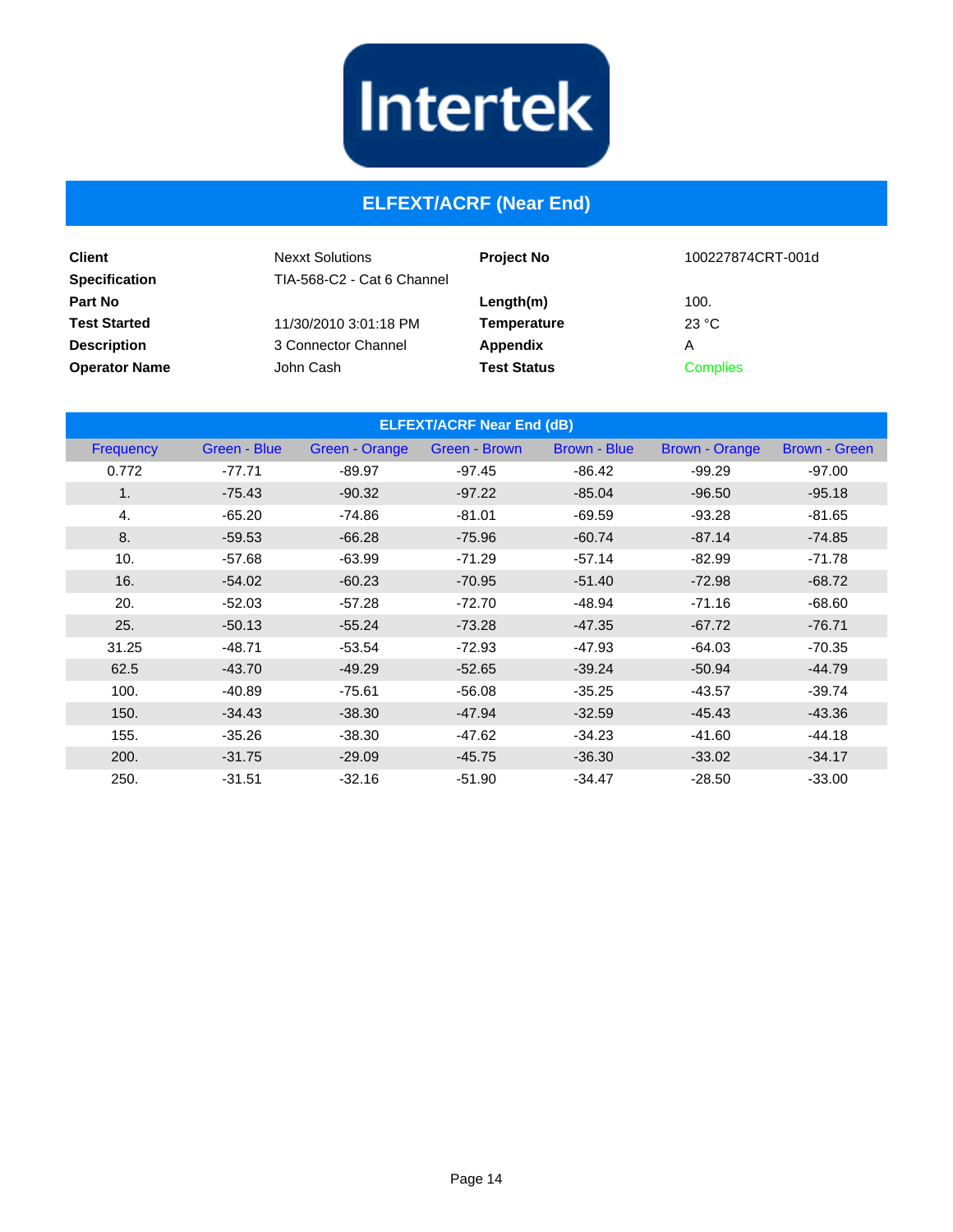Intertek

# ELFEXT/ACRF (Near End)

| | | | |
|---|---|---|---|
| **Client** | Nexxt Solutions | **Project No** | 100227874CRT-001d |
| **Specification** | TIA-568-C2 - Cat 6 Channel | | |
| **Part No** | | **Length(m)** | 100. |
| **Test Started** | 11/30/2010 3:01:18 PM | **Temperature** | 23 °C |
| **Description** | 3 Connector Channel | **Appendix** | A |
| **Operator Name** | John Cash | **Test Status** | Complies |

| ELFEXT/ACRF Near End (dB) | | | | | | |
|---|---|---|---|---|---|---|
| Frequency | Green - Blue | Green - Orange | Green - Brown | Brown - Blue | Brown - Orange | Brown - Green |
| 0.772 | -77.71 | -89.97 | -97.45 | -86.42 | -99.29 | -97.00 |
| 1. | -75.43 | -90.32 | -97.22 | -85.04 | -96.50 | -95.18 |
| 4. | -65.20 | -74.86 | -81.01 | -69.59 | -93.28 | -81.65 |
| 8. | -59.53 | -66.28 | -75.96 | -60.74 | -87.14 | -74.85 |
| 10. | -57.68 | -63.99 | -71.29 | -57.14 | -82.99 | -71.78 |
| 16. | -54.02 | -60.23 | -70.95 | -51.40 | -72.98 | -68.72 |
| 20. | -52.03 | -57.28 | -72.70 | -48.94 | -71.16 | -68.60 |
| 25. | -50.13 | -55.24 | -73.28 | -47.35 | -67.72 | -76.71 |
| 31.25 | -48.71 | -53.54 | -72.93 | -47.93 | -64.03 | -70.35 |
| 62.5 | -43.70 | -49.29 | -52.65 | -39.24 | -50.94 | -44.79 |
| 100. | -40.89 | -75.61 | -56.08 | -35.25 | -43.57 | -39.74 |
| 150. | -34.43 | -38.30 | -47.94 | -32.59 | -45.43 | -43.36 |
| 155. | -35.26 | -38.30 | -47.62 | -34.23 | -41.60 | -44.18 |
| 200. | -31.75 | -29.09 | -45.75 | -36.30 | -33.02 | -34.17 |
| 250. | -31.51 | -32.16 | -51.90 | -34.47 | -28.50 | -33.00 |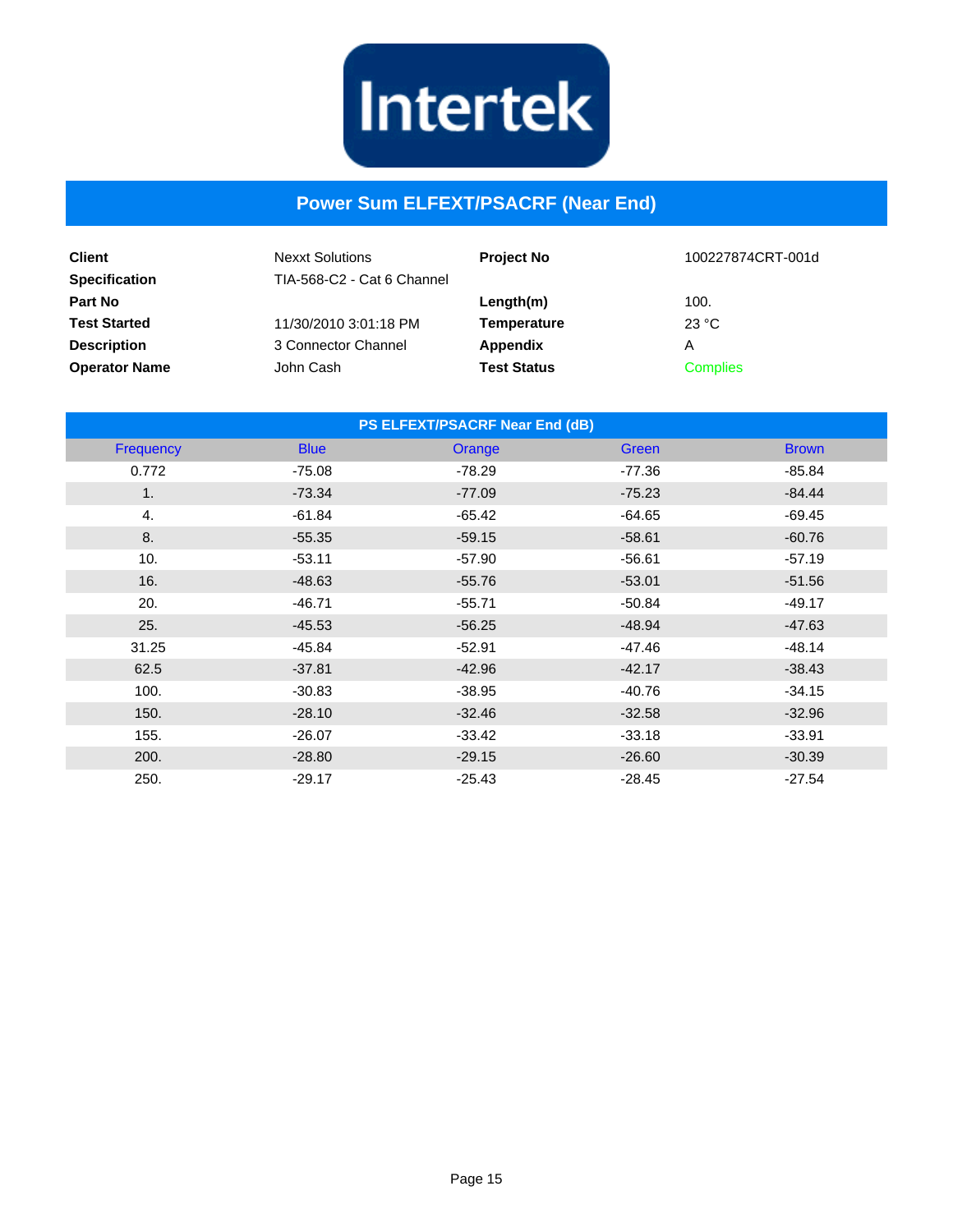Intertek

# Power Sum ELFEXT/PSACRF (Near End)

| | | | |
|---|---|---|---|
| **Client** | Nexxt Solutions | **Project No** | 100227874CRT-001d |
| **Specification** | TIA-568-C2 - Cat 6 Channel | | |
| **Part No** | | **Length(m)** | 100. |
| **Test Started** | 11/30/2010 3:01:18 PM | **Temperature** | 23 °C |
| **Description** | 3 Connector Channel | **Appendix** | A |
| **Operator Name** | John Cash | **Test Status** | Complies |

**PS ELFEXT/PSACRF Near End (dB)**

| Frequency | Blue | Orange | Green | Brown |
|---|---|---|---|---|
| 0.772 | -75.08 | -78.29 | -77.36 | -85.84 |
| 1. | -73.34 | -77.09 | -75.23 | -84.44 |
| 4. | -61.84 | -65.42 | -64.65 | -69.45 |
| 8. | -55.35 | -59.15 | -58.61 | -60.76 |
| 10. | -53.11 | -57.90 | -56.61 | -57.19 |
| 16. | -48.63 | -55.76 | -53.01 | -51.56 |
| 20. | -46.71 | -55.71 | -50.84 | -49.17 |
| 25. | -45.53 | -56.25 | -48.94 | -47.63 |
| 31.25 | -45.84 | -52.91 | -47.46 | -48.14 |
| 62.5 | -37.81 | -42.96 | -42.17 | -38.43 |
| 100. | -30.83 | -38.95 | -40.76 | -34.15 |
| 150. | -28.10 | -32.46 | -32.58 | -32.96 |
| 155. | -26.07 | -33.42 | -33.18 | -33.91 |
| 200. | -28.80 | -29.15 | -26.60 | -30.39 |
| 250. | -29.17 | -25.43 | -28.45 | -27.54 |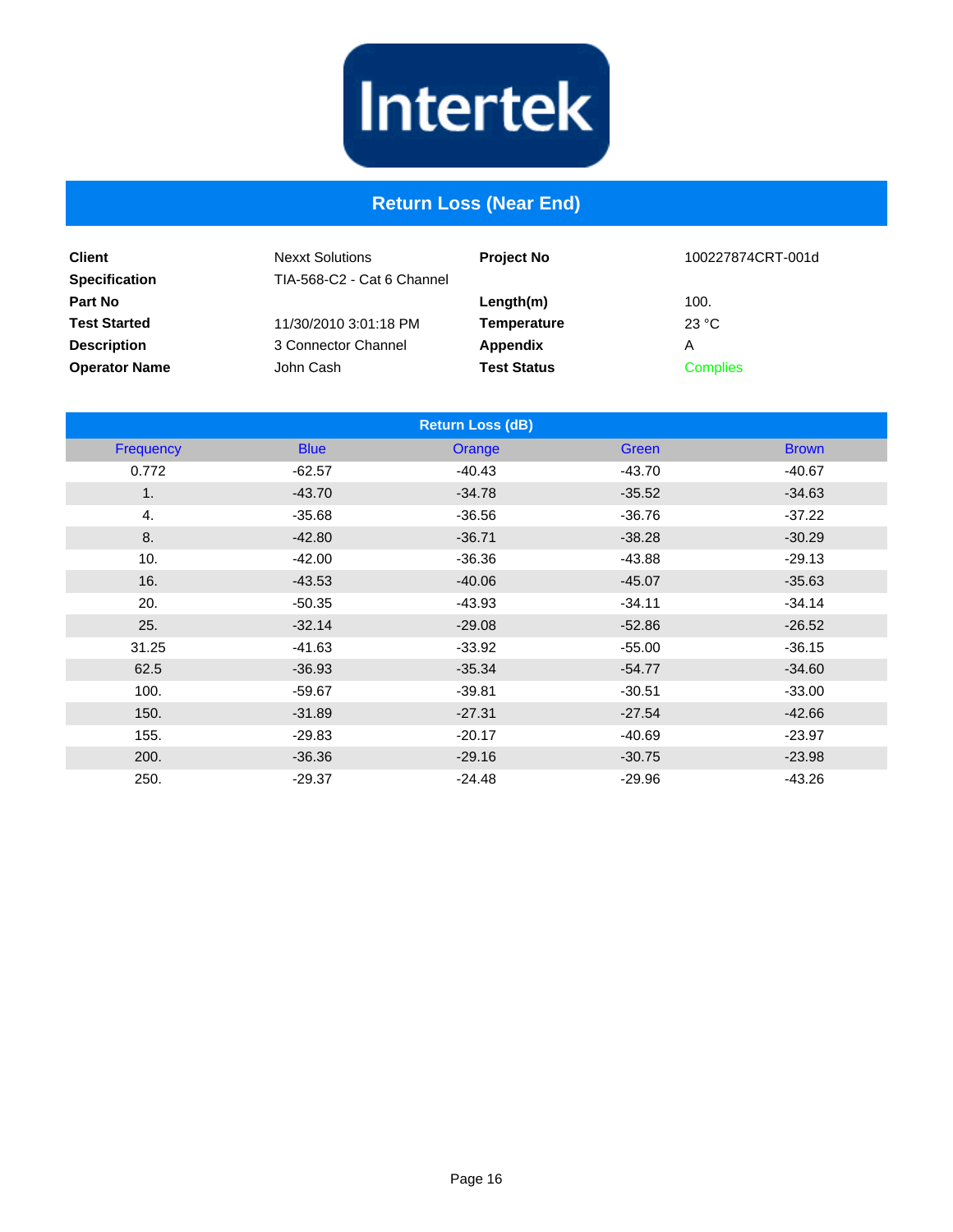Intertek

# Return Loss (Near End)

| | | | |
|---|---|---|---|
| **Client** | Nexxt Solutions | **Project No** | 100227874CRT-001d |
| **Specification** | TIA-568-C2 - Cat 6 Channel | | |
| **Part No** | | **Length(m)** | 100. |
| **Test Started** | 11/30/2010 3:01:18 PM | **Temperature** | 23 °C |
| **Description** | 3 Connector Channel | **Appendix** | A |
| **Operator Name** | John Cash | **Test Status** | Complies |

| Return Loss (dB) | | | | |
|---|---|---|---|---|
| Frequency | Blue | Orange | Green | Brown |
| 0.772 | -62.57 | -40.43 | -43.70 | -40.67 |
| 1. | -43.70 | -34.78 | -35.52 | -34.63 |
| 4. | -35.68 | -36.56 | -36.76 | -37.22 |
| 8. | -42.80 | -36.71 | -38.28 | -30.29 |
| 10. | -42.00 | -36.36 | -43.88 | -29.13 |
| 16. | -43.53 | -40.06 | -45.07 | -35.63 |
| 20. | -50.35 | -43.93 | -34.11 | -34.14 |
| 25. | -32.14 | -29.08 | -52.86 | -26.52 |
| 31.25 | -41.63 | -33.92 | -55.00 | -36.15 |
| 62.5 | -36.93 | -35.34 | -54.77 | -34.60 |
| 100. | -59.67 | -39.81 | -30.51 | -33.00 |
| 150. | -31.89 | -27.31 | -27.54 | -42.66 |
| 155. | -29.83 | -20.17 | -40.69 | -23.97 |
| 200. | -36.36 | -29.16 | -30.75 | -23.98 |
| 250. | -29.37 | -24.48 | -29.96 | -43.26 |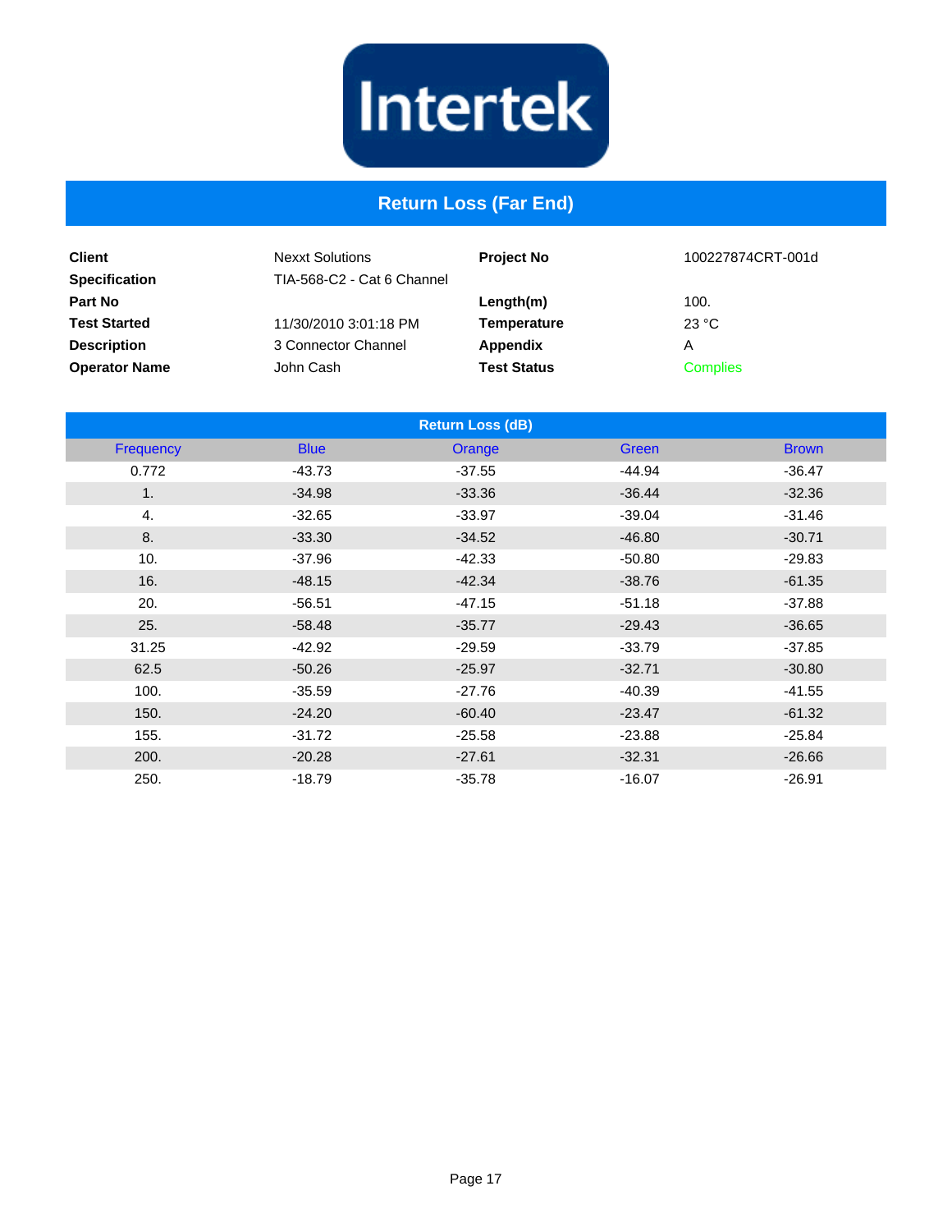# Return Loss (Far End)

| | | | |
|---|---|---|---|
| **Client** | Nexxt Solutions | **Project No** | 100227874CRT-001d |
| **Specification** | TIA-568-C2 - Cat 6 Channel | | |
| **Part No** | | **Length(m)** | 100. |
| **Test Started** | 11/30/2010 3:01:18 PM | **Temperature** | 23 °C |
| **Description** | 3 Connector Channel | **Appendix** | A |
| **Operator Name** | John Cash | **Test Status** | Complies |

**Return Loss (dB)**

| Frequency | Blue | Orange | Green | Brown |
|---|---|---|---|---|
| 0.772 | -43.73 | -37.55 | -44.94 | -36.47 |
| 1. | -34.98 | -33.36 | -36.44 | -32.36 |
| 4. | -32.65 | -33.97 | -39.04 | -31.46 |
| 8. | -33.30 | -34.52 | -46.80 | -30.71 |
| 10. | -37.96 | -42.33 | -50.80 | -29.83 |
| 16. | -48.15 | -42.34 | -38.76 | -61.35 |
| 20. | -56.51 | -47.15 | -51.18 | -37.88 |
| 25. | -58.48 | -35.77 | -29.43 | -36.65 |
| 31.25 | -42.92 | -29.59 | -33.79 | -37.85 |
| 62.5 | -50.26 | -25.97 | -32.71 | -30.80 |
| 100. | -35.59 | -27.76 | -40.39 | -41.55 |
| 150. | -24.20 | -60.40 | -23.47 | -61.32 |
| 155. | -31.72 | -25.58 | -23.88 | -25.84 |
| 200. | -20.28 | -27.61 | -32.31 | -26.66 |
| 250. | -18.79 | -35.78 | -16.07 | -26.91 |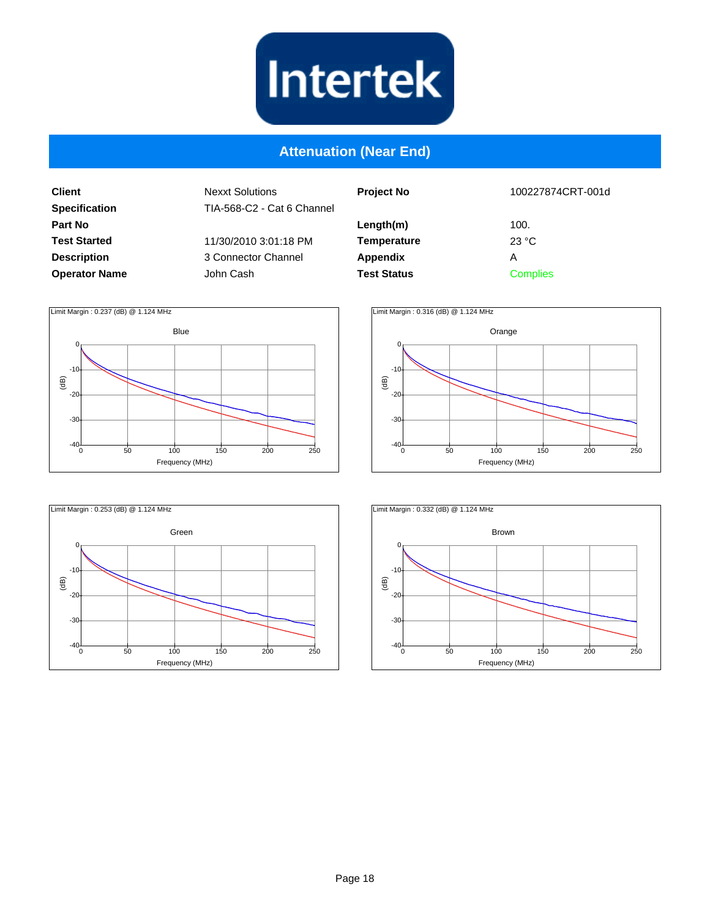# Attenuation (Near End)

| | | | |
|---|---|---|---|
| **Client** | Nexxt Solutions | **Project No** | 100227874CRT-001d |
| **Specification** | TIA-568-C2 - Cat 6 Channel | | |
| **Part No** | | **Length(m)** | 100. |
| **Test Started** | 11/30/2010 3:01:18 PM | **Temperature** | 23 °C |
| **Description** | 3 Connector Channel | **Appendix** | A |
| **Operator Name** | John Cash | **Test Status** | Complies |

Limit Margin : 0.237 (dB) @ 1.124 MHz

Blue

Limit Margin : 0.316 (dB) @ 1.124 MHz

Orange

Limit Margin : 0.253 (dB) @ 1.124 MHz

Green

Limit Margin : 0.332 (dB) @ 1.124 MHz

Brown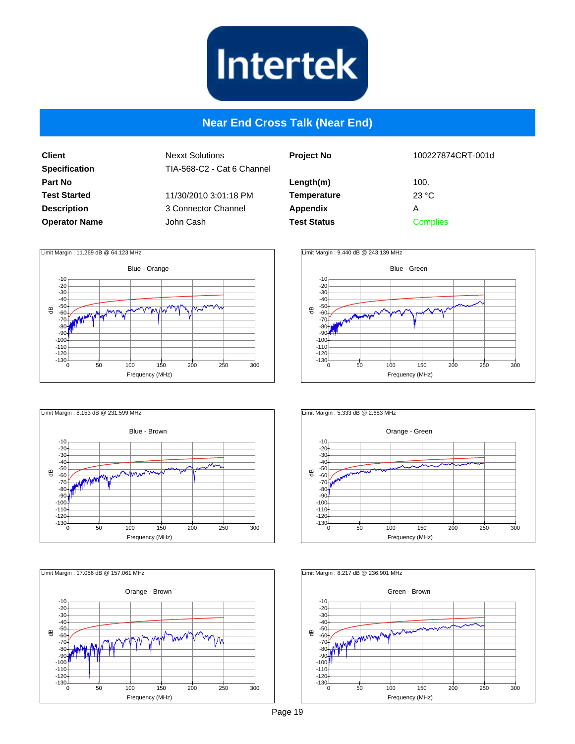## Near End Cross Talk (Near End)

| | | | |
|---|---|---|---|
| **Client** | Nexxt Solutions | **Project No** | 100227874CRT-001d |
| **Specification** | TIA-568-C2 - Cat 6 Channel | | |
| **Part No** | | **Length(m)** | 100. |
| **Test Started** | 11/30/2010 3:01:18 PM | **Temperature** | 23 °C |
| **Description** | 3 Connector Channel | **Appendix** | A |
| **Operator Name** | John Cash | **Test Status** | Complies |

Limit Margin : 11.269 dB @ 64.123 MHz

Blue - Orange

Limit Margin : 9.440 dB @ 243.139 MHz

Blue - Green

Limit Margin : 8.153 dB @ 231.599 MHz

Blue - Brown

Limit Margin : 5.333 dB @ 2.683 MHz

Orange - Green

Limit Margin : 17.056 dB @ 157.061 MHz

Orange - Brown

Limit Margin : 8.217 dB @ 236.901 MHz

Green - Brown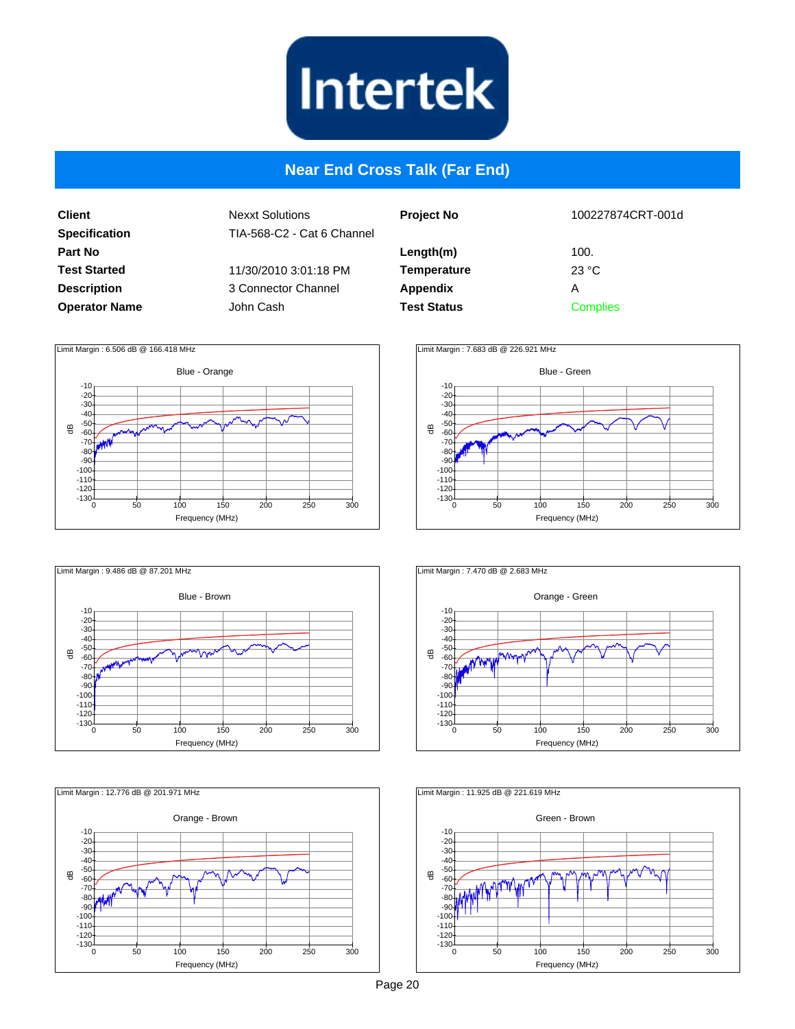# Near End Cross Talk (Far End)

| | | | |
|---|---|---|---|
| **Client** | Nexxt Solutions | **Project No** | 100227874CRT-001d |
| **Specification** | TIA-568-C2 - Cat 6 Channel | | |
| **Part No** | | **Length(m)** | 100. |
| **Test Started** | 11/30/2010 3:01:18 PM | **Temperature** | 23 °C |
| **Description** | 3 Connector Channel | **Appendix** | A |
| **Operator Name** | John Cash | **Test Status** | Complies |

Limit Margin : 6.506 dB @ 166.418 MHz

Blue - Orange

Limit Margin : 7.683 dB @ 226.921 MHz

Blue - Green

Limit Margin : 9.486 dB @ 87.201 MHz

Blue - Brown

Limit Margin : 7.470 dB @ 2.683 MHz

Orange - Green

Limit Margin : 12.776 dB @ 201.971 MHz

Orange - Brown

Limit Margin : 11.925 dB @ 221.619 MHz

Green - Brown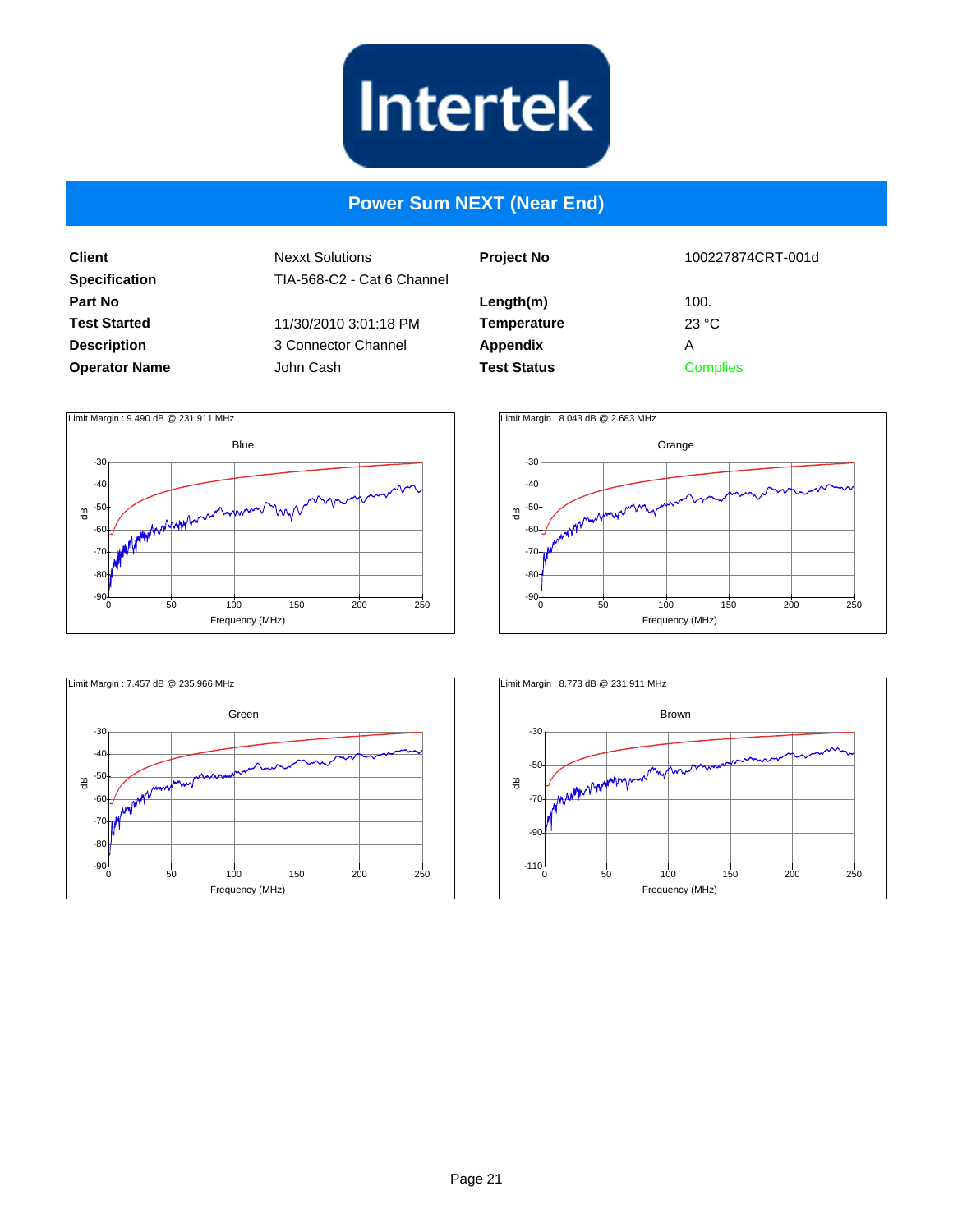# Power Sum NEXT (Near End)

| | | | |
|---|---|---|---|
| **Client** | Nexxt Solutions | **Project No** | 100227874CRT-001d |
| **Specification** | TIA-568-C2 - Cat 6 Channel | | |
| **Part No** | | **Length(m)** | 100. |
| **Test Started** | 11/30/2010 3:01:18 PM | **Temperature** | 23 °C |
| **Description** | 3 Connector Channel | **Appendix** | A |
| **Operator Name** | John Cash | **Test Status** | Complies |

Limit Margin : 9.490 dB @ 231.911 MHz

Blue

Limit Margin : 8.043 dB @ 2.683 MHz

Orange

Limit Margin : 7.457 dB @ 235.966 MHz

Green

Limit Margin : 8.773 dB @ 231.911 MHz

Brown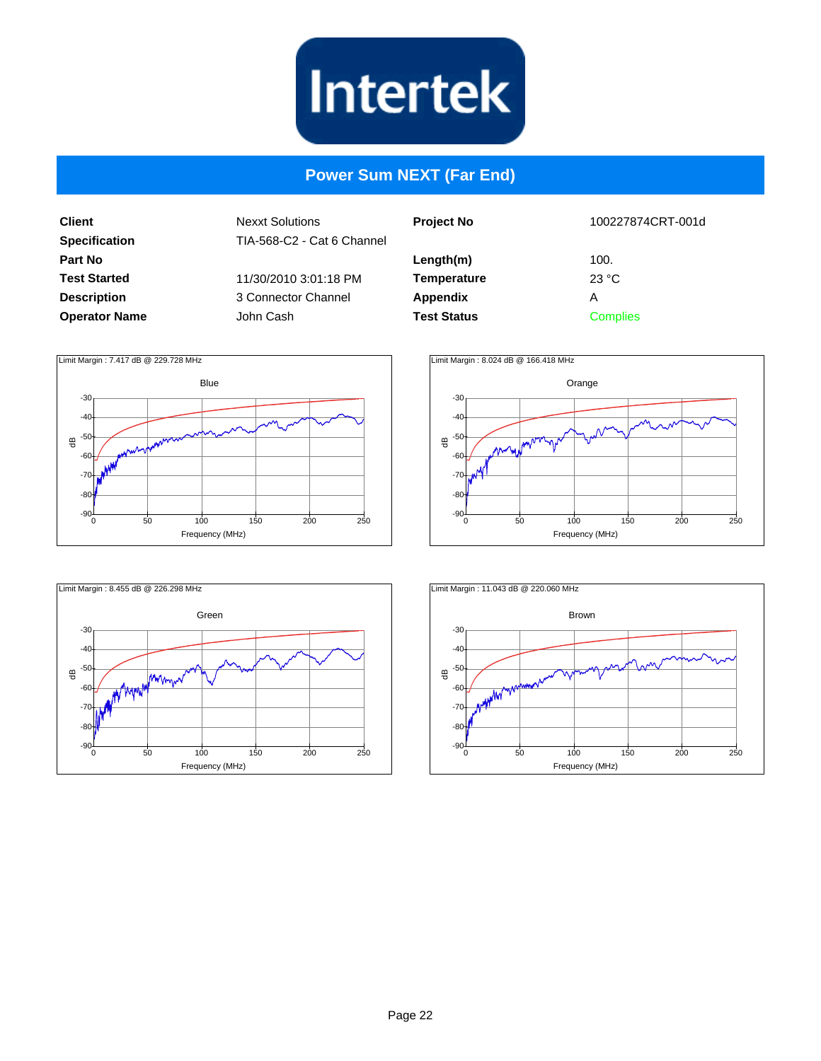# Power Sum NEXT (Far End)

| | | | |
|---|---|---|---|
| **Client** | Nexxt Solutions | **Project No** | 100227874CRT-001d |
| **Specification** | TIA-568-C2 - Cat 6 Channel | | |
| **Part No** | | **Length(m)** | 100. |
| **Test Started** | 11/30/2010 3:01:18 PM | **Temperature** | 23 °C |
| **Description** | 3 Connector Channel | **Appendix** | A |
| **Operator Name** | John Cash | **Test Status** | Complies |

Limit Margin : 7.417 dB @ 229.728 MHz

Blue

Limit Margin : 8.024 dB @ 166.418 MHz

Orange

Limit Margin : 8.455 dB @ 226.298 MHz

Green

Limit Margin : 11.043 dB @ 220.060 MHz

Brown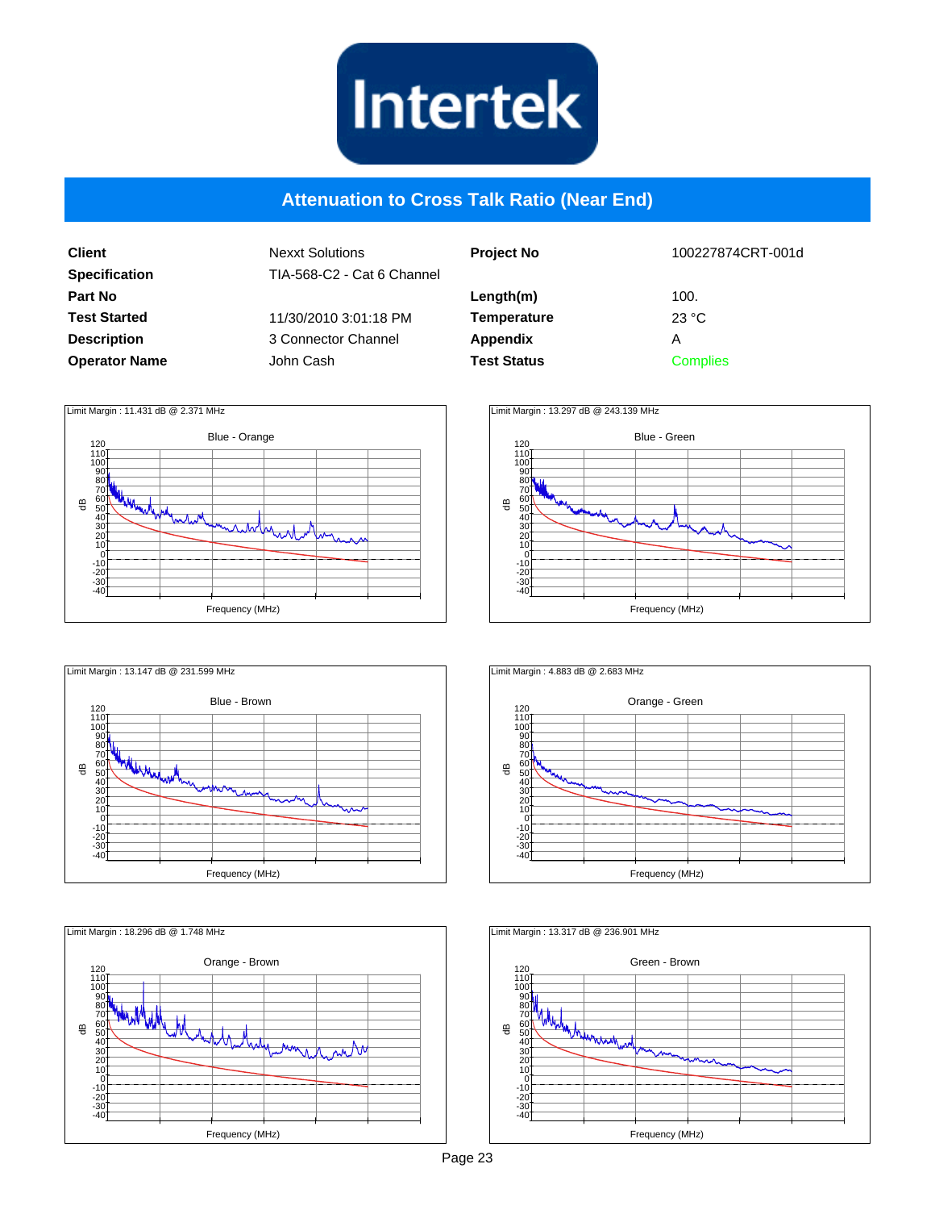## Attenuation to Cross Talk Ratio (Near End)

| | | | |
|---|---|---|---|
| **Client** | Nexxt Solutions | **Project No** | 100227874CRT-001d |
| **Specification** | TIA-568-C2 - Cat 6 Channel | | |
| **Part No** | | **Length(m)** | 100. |
| **Test Started** | 11/30/2010 3:01:18 PM | **Temperature** | 23 °C |
| **Description** | 3 Connector Channel | **Appendix** | A |
| **Operator Name** | John Cash | **Test Status** | Complies |

Limit Margin : 11.431 dB @ 2.371 MHz

Blue - Orange

Limit Margin : 13.297 dB @ 243.139 MHz

Blue - Green

Limit Margin : 13.147 dB @ 231.599 MHz

Blue - Brown

Limit Margin : 4.883 dB @ 2.683 MHz

Orange - Green

Limit Margin : 18.296 dB @ 1.748 MHz

Orange - Brown

Limit Margin : 13.317 dB @ 236.901 MHz

Green - Brown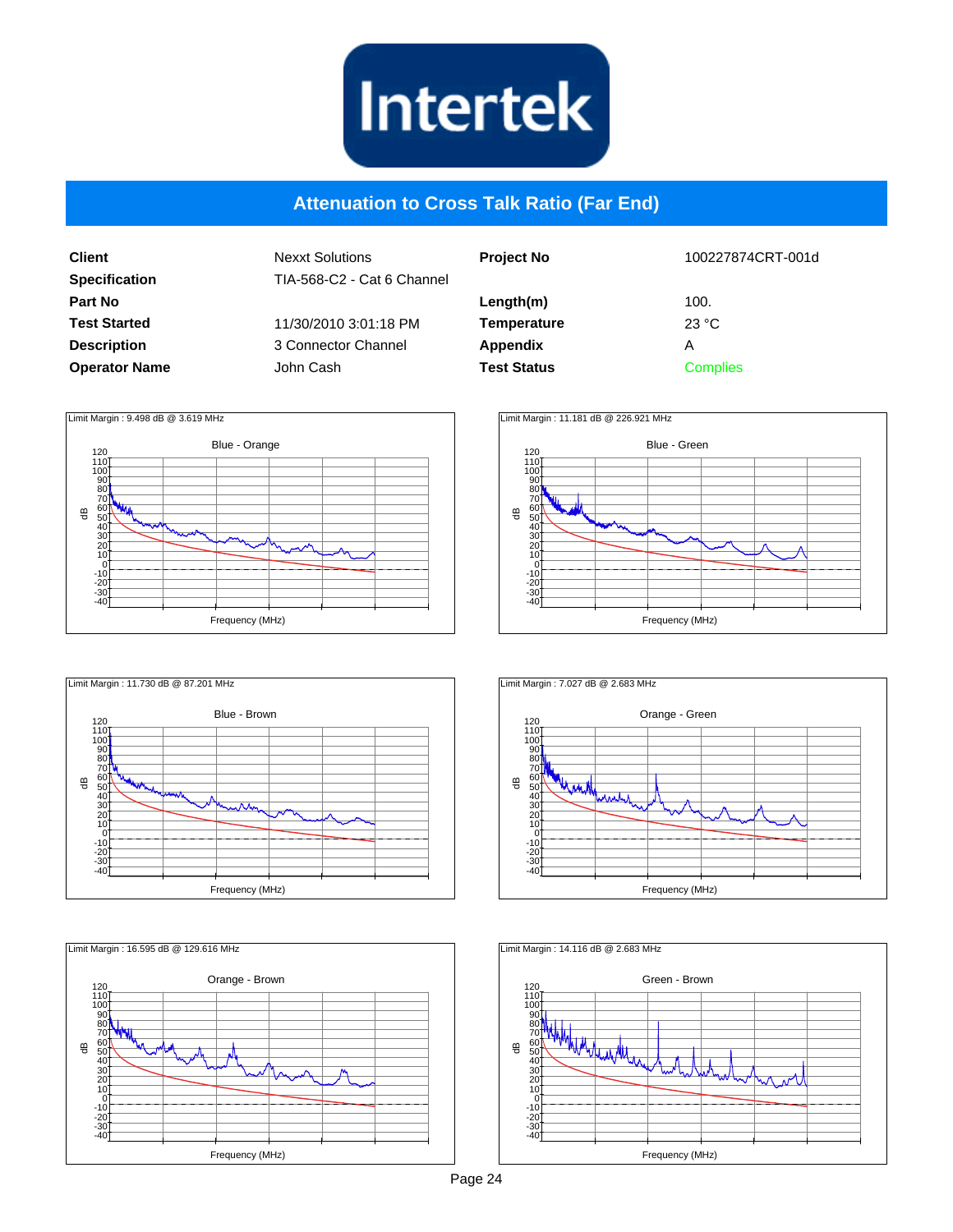# Attenuation to Cross Talk Ratio (Far End)

| | | | |
|---|---|---|---|
| **Client** | Nexxt Solutions | **Project No** | 100227874CRT-001d |
| **Specification** | TIA-568-C2 - Cat 6 Channel | | |
| **Part No** | | **Length(m)** | 100. |
| **Test Started** | 11/30/2010 3:01:18 PM | **Temperature** | 23 °C |
| **Description** | 3 Connector Channel | **Appendix** | A |
| **Operator Name** | John Cash | **Test Status** | Complies |

Limit Margin : 9.498 dB @ 3.619 MHz

Blue - Orange

Limit Margin : 11.181 dB @ 226.921 MHz

Blue - Green

Limit Margin : 11.730 dB @ 87.201 MHz

Blue - Brown

Limit Margin : 7.027 dB @ 2.683 MHz

Orange - Green

Limit Margin : 16.595 dB @ 129.616 MHz

Orange - Brown

Limit Margin : 14.116 dB @ 2.683 MHz

Green - Brown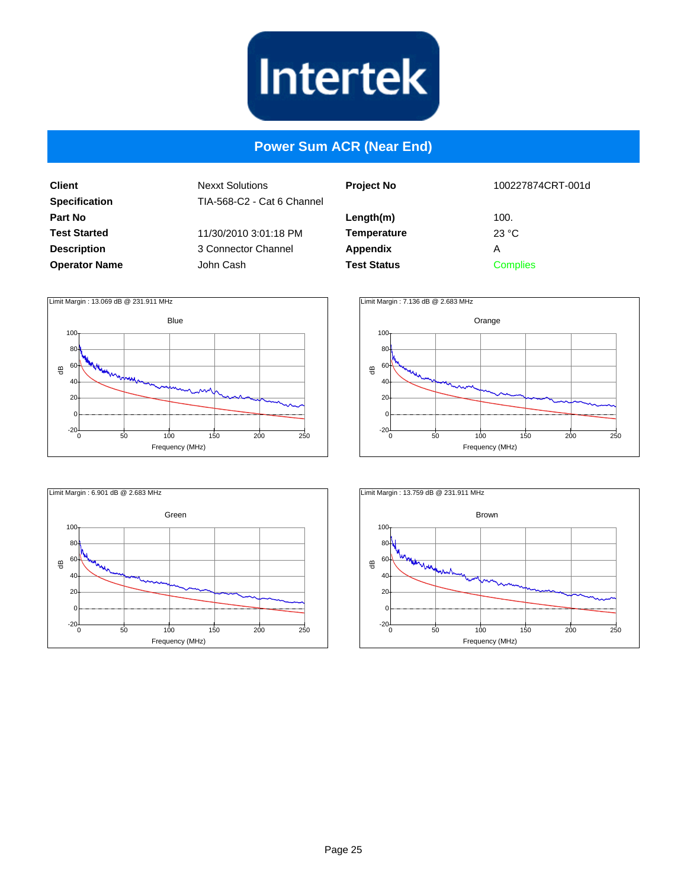Intertek

# Power Sum ACR (Near End)

| | | | |
|---|---|---|---|
| **Client** | Nexxt Solutions | **Project No** | 100227874CRT-001d |
| **Specification** | TIA-568-C2 - Cat 6 Channel | | |
| **Part No** | | **Length(m)** | 100. |
| **Test Started** | 11/30/2010 3:01:18 PM | **Temperature** | 23 °C |
| **Description** | 3 Connector Channel | **Appendix** | A |
| **Operator Name** | John Cash | **Test Status** | Complies |

Limit Margin : 13.069 dB @ 231.911 MHz

Blue

Limit Margin : 7.136 dB @ 2.683 MHz

Orange

Limit Margin : 6.901 dB @ 2.683 MHz

Green

Limit Margin : 13.759 dB @ 231.911 MHz

Brown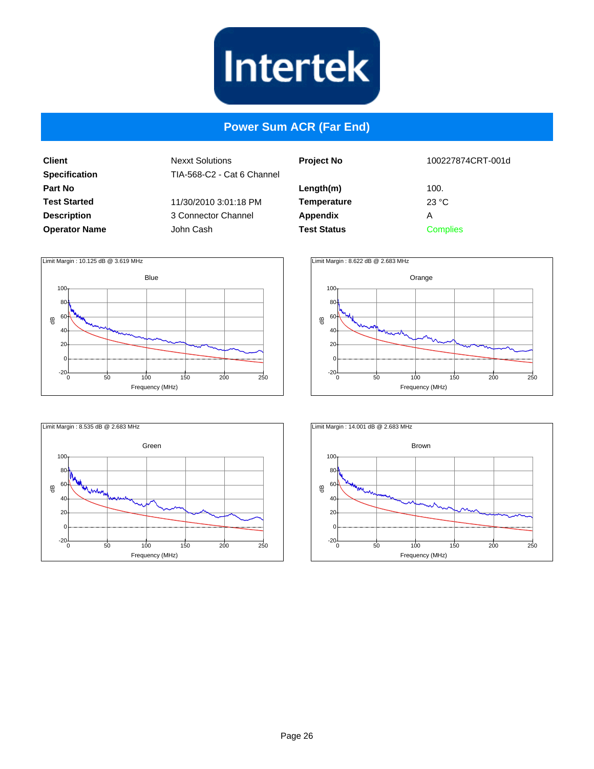Intertek

# Power Sum ACR (Far End)

| | | | |
|---|---|---|---|
| **Client** | Nexxt Solutions | **Project No** | 100227874CRT-001d |
| **Specification** | TIA-568-C2 - Cat 6 Channel | | |
| **Part No** | | **Length(m)** | 100. |
| **Test Started** | 11/30/2010 3:01:18 PM | **Temperature** | 23 °C |
| **Description** | 3 Connector Channel | **Appendix** | A |
| **Operator Name** | John Cash | **Test Status** | Complies |

Limit Margin : 10.125 dB @ 3.619 MHz

Blue

Limit Margin : 8.622 dB @ 2.683 MHz

Orange

Limit Margin : 8.535 dB @ 2.683 MHz

Green

Limit Margin : 14.001 dB @ 2.683 MHz

Brown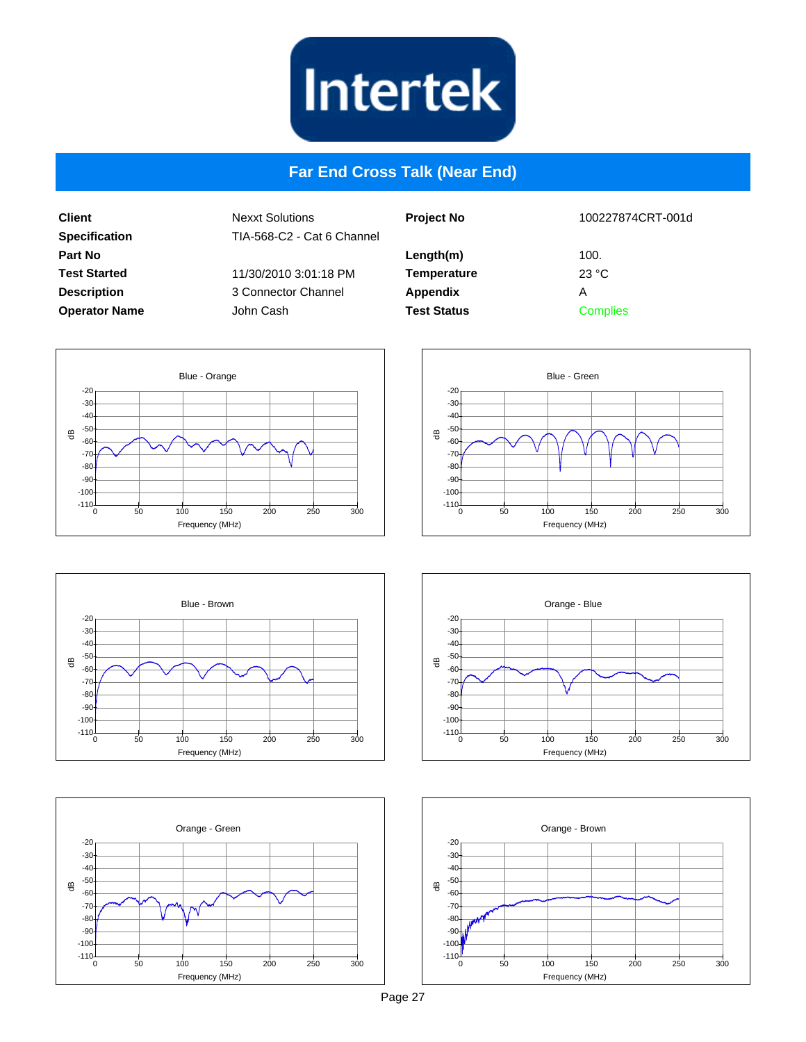# Far End Cross Talk (Near End)

| | | | |
|---|---|---|---|
| **Client** | Nexxt Solutions | **Project No** | 100227874CRT-001d |
| **Specification** | TIA-568-C2 - Cat 6 Channel | | |
| **Part No** | | **Length(m)** | 100. |
| **Test Started** | 11/30/2010 3:01:18 PM | **Temperature** | 23 °C |
| **Description** | 3 Connector Channel | **Appendix** | A |
| **Operator Name** | John Cash | **Test Status** | Complies |

Blue - Orange

Blue - Green

Blue - Brown

Orange - Blue

Orange - Green

Orange - Brown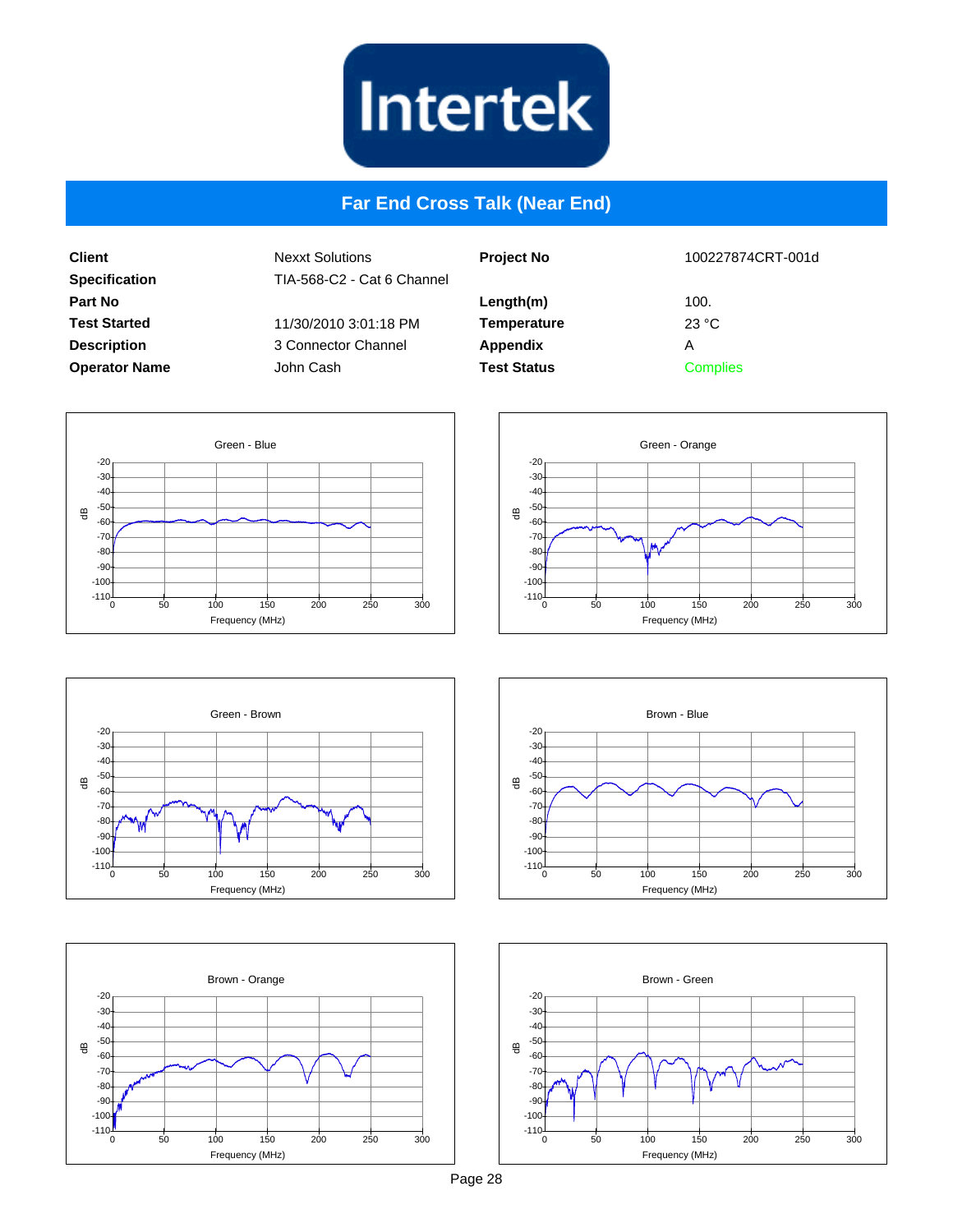# Far End Cross Talk (Near End)

| Client | Nexxt Solutions | Project No | 100227874CRT-001d |
|---|---|---|---|
| Specification | TIA-568-C2 - Cat 6 Channel | | |
| Part No | | Length(m) | 100. |
| Test Started | 11/30/2010 3:01:18 PM | Temperature | 23 °C |
| Description | 3 Connector Channel | Appendix | A |
| Operator Name | John Cash | Test Status | Complies |

Green - Blue

Green - Orange

Green - Brown

Brown - Blue

Brown - Orange

Brown - Green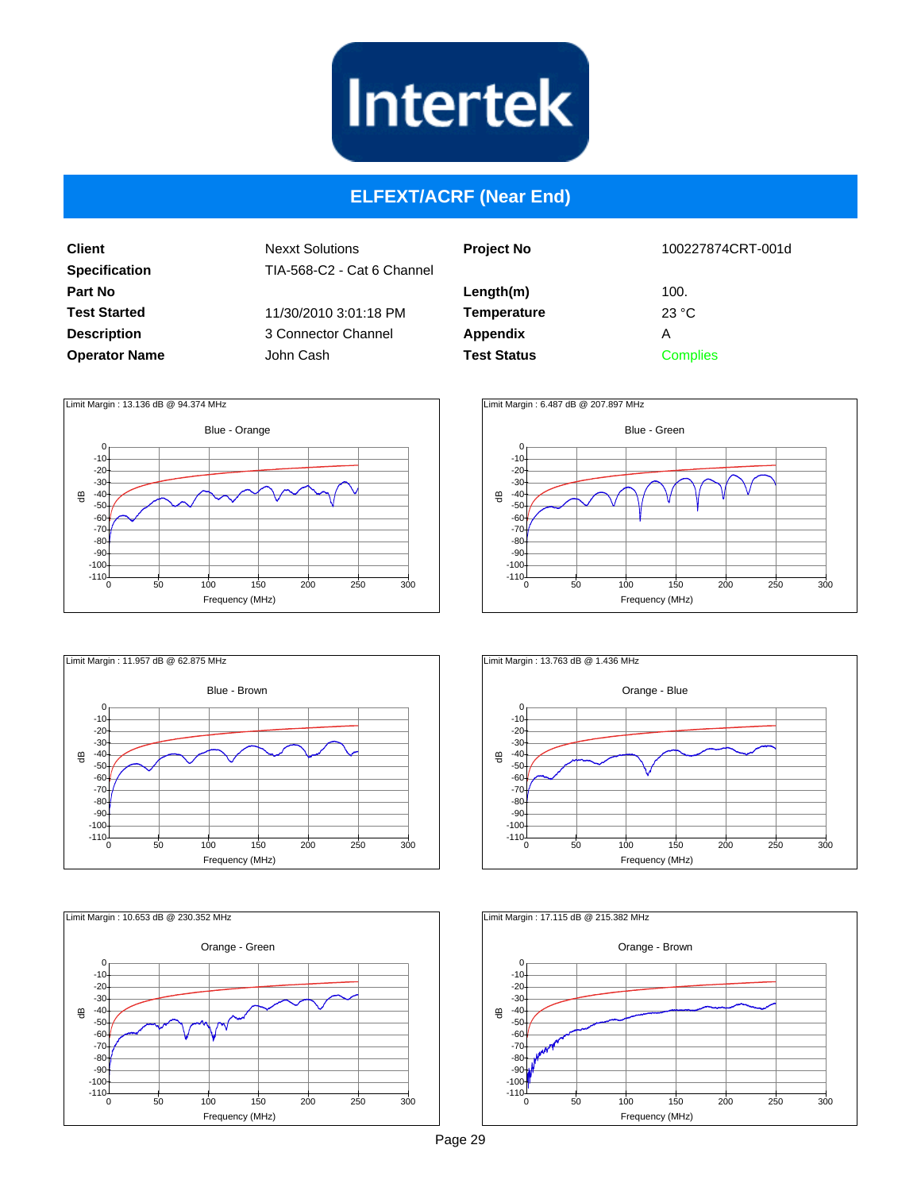# ELFEXT/ACRF (Near End)

| | | | |
|---|---|---|---|
| **Client** | Nexxt Solutions | **Project No** | 100227874CRT-001d |
| **Specification** | TIA-568-C2 - Cat 6 Channel | | |
| **Part No** | | **Length(m)** | 100. |
| **Test Started** | 11/30/2010 3:01:18 PM | **Temperature** | 23 °C |
| **Description** | 3 Connector Channel | **Appendix** | A |
| **Operator Name** | John Cash | **Test Status** | Complies |

Limit Margin : 13.136 dB @ 94.374 MHz

Blue - Orange

Limit Margin : 6.487 dB @ 207.897 MHz

Blue - Green

Limit Margin : 11.957 dB @ 62.875 MHz

Blue - Brown

Limit Margin : 13.763 dB @ 1.436 MHz

Orange - Blue

Limit Margin : 10.653 dB @ 230.352 MHz

Orange - Green

Limit Margin : 17.115 dB @ 215.382 MHz

Orange - Brown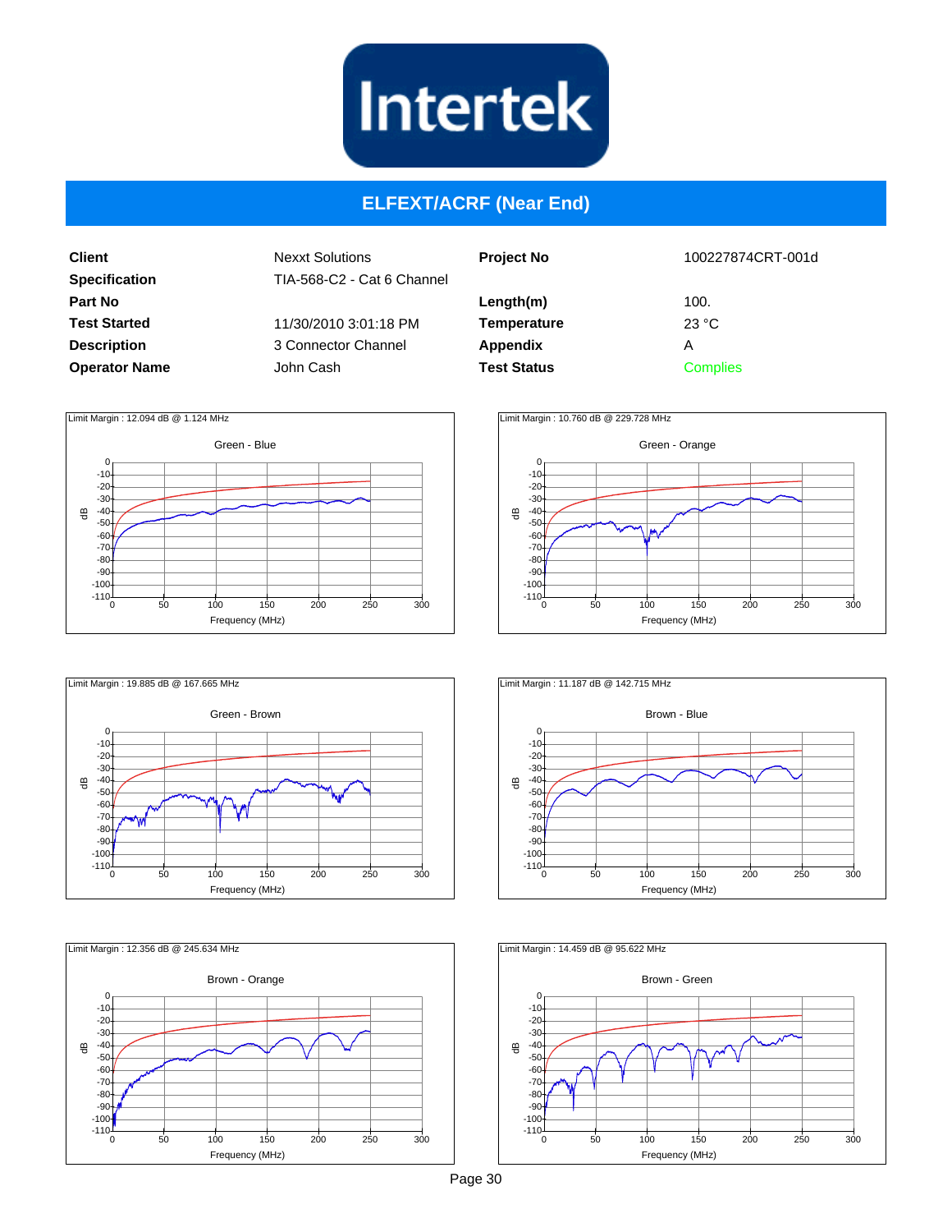Intertek

## ELFEXT/ACRF (Near End)

| | | | |
|---|---|---|---|
| **Client** | Nexxt Solutions | **Project No** | 100227874CRT-001d |
| **Specification** | TIA-568-C2 - Cat 6 Channel | | |
| **Part No** | | **Length(m)** | 100. |
| **Test Started** | 11/30/2010 3:01:18 PM | **Temperature** | 23 °C |
| **Description** | 3 Connector Channel | **Appendix** | A |
| **Operator Name** | John Cash | **Test Status** | Complies |

Limit Margin : 12.094 dB @ 1.124 MHz

Green - Blue

Limit Margin : 10.760 dB @ 229.728 MHz

Green - Orange

Limit Margin : 19.885 dB @ 167.665 MHz

Green - Brown

Limit Margin : 11.187 dB @ 142.715 MHz

Brown - Blue

Limit Margin : 12.356 dB @ 245.634 MHz

Brown - Orange

Limit Margin : 14.459 dB @ 95.622 MHz

Brown - Green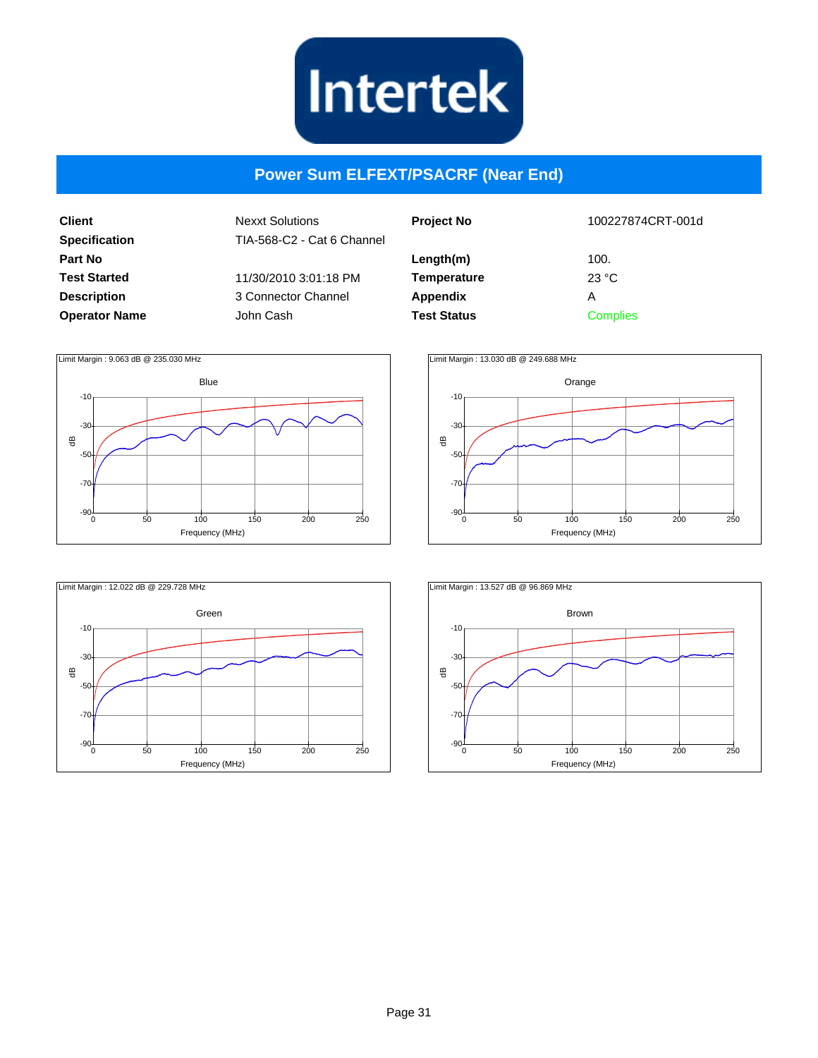# Power Sum ELFEXT/PSACRF (Near End)

| | | | |
|---|---|---|---|
| **Client** | Nexxt Solutions | **Project No** | 100227874CRT-001d |
| **Specification** | TIA-568-C2 - Cat 6 Channel | | |
| **Part No** | | **Length(m)** | 100. |
| **Test Started** | 11/30/2010 3:01:18 PM | **Temperature** | 23 °C |
| **Description** | 3 Connector Channel | **Appendix** | A |
| **Operator Name** | John Cash | **Test Status** | Complies |

Limit Margin : 9.063 dB @ 235.030 MHz

Blue

Limit Margin : 13.030 dB @ 249.688 MHz

Orange

Limit Margin : 12.022 dB @ 229.728 MHz

Green

Limit Margin : 13.527 dB @ 96.869 MHz

Brown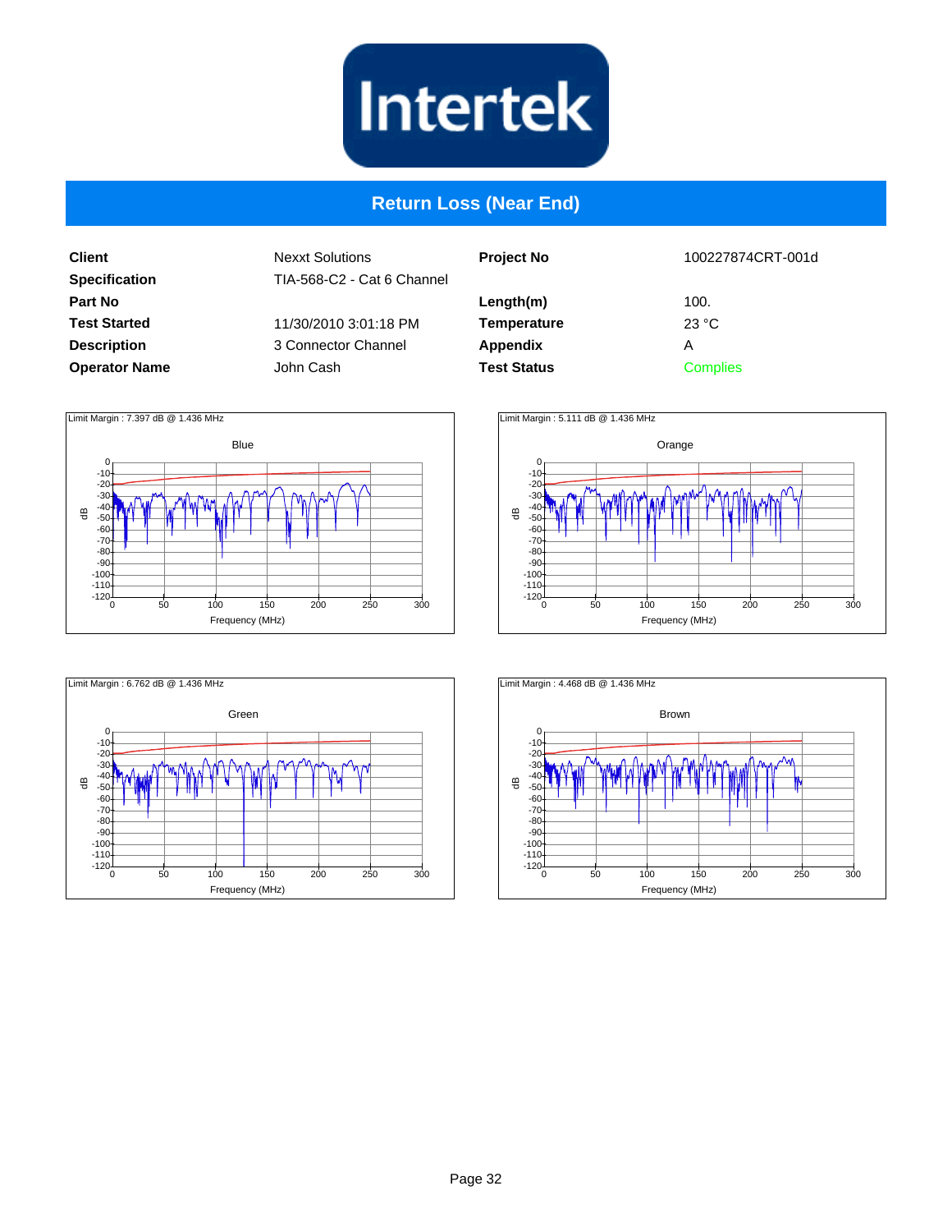# Return Loss (Near End)

| | | | |
|---|---|---|---|
| **Client** | Nexxt Solutions | **Project No** | 100227874CRT-001d |
| **Specification** | TIA-568-C2 - Cat 6 Channel | | |
| **Part No** | | **Length(m)** | 100. |
| **Test Started** | 11/30/2010 3:01:18 PM | **Temperature** | 23 °C |
| **Description** | 3 Connector Channel | **Appendix** | A |
| **Operator Name** | John Cash | **Test Status** | Complies |

Limit Margin : 7.397 dB @ 1.436 MHz

Blue

Limit Margin : 5.111 dB @ 1.436 MHz

Orange

Limit Margin : 6.762 dB @ 1.436 MHz

Green

Limit Margin : 4.468 dB @ 1.436 MHz

Brown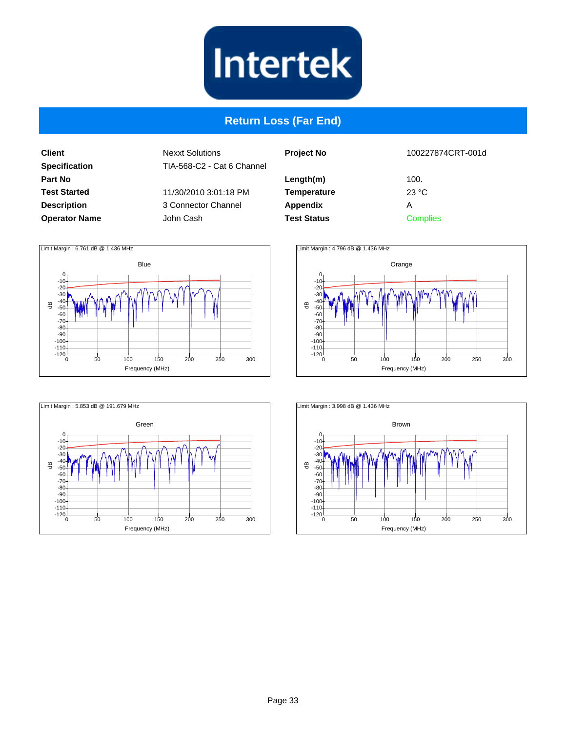# Return Loss (Far End)

| | | | |
|---|---|---|---|
| **Client** | Nexxt Solutions | **Project No** | 100227874CRT-001d |
| **Specification** | TIA-568-C2 - Cat 6 Channel | | |
| **Part No** | | **Length(m)** | 100. |
| **Test Started** | 11/30/2010 3:01:18 PM | **Temperature** | 23 °C |
| **Description** | 3 Connector Channel | **Appendix** | A |
| **Operator Name** | John Cash | **Test Status** | Complies |

Limit Margin : 6.761 dB @ 1.436 MHz

Blue

Limit Margin : 4.796 dB @ 1.436 MHz

Orange

Limit Margin : 5.853 dB @ 191.679 MHz

Green

Limit Margin : 3.998 dB @ 1.436 MHz

Brown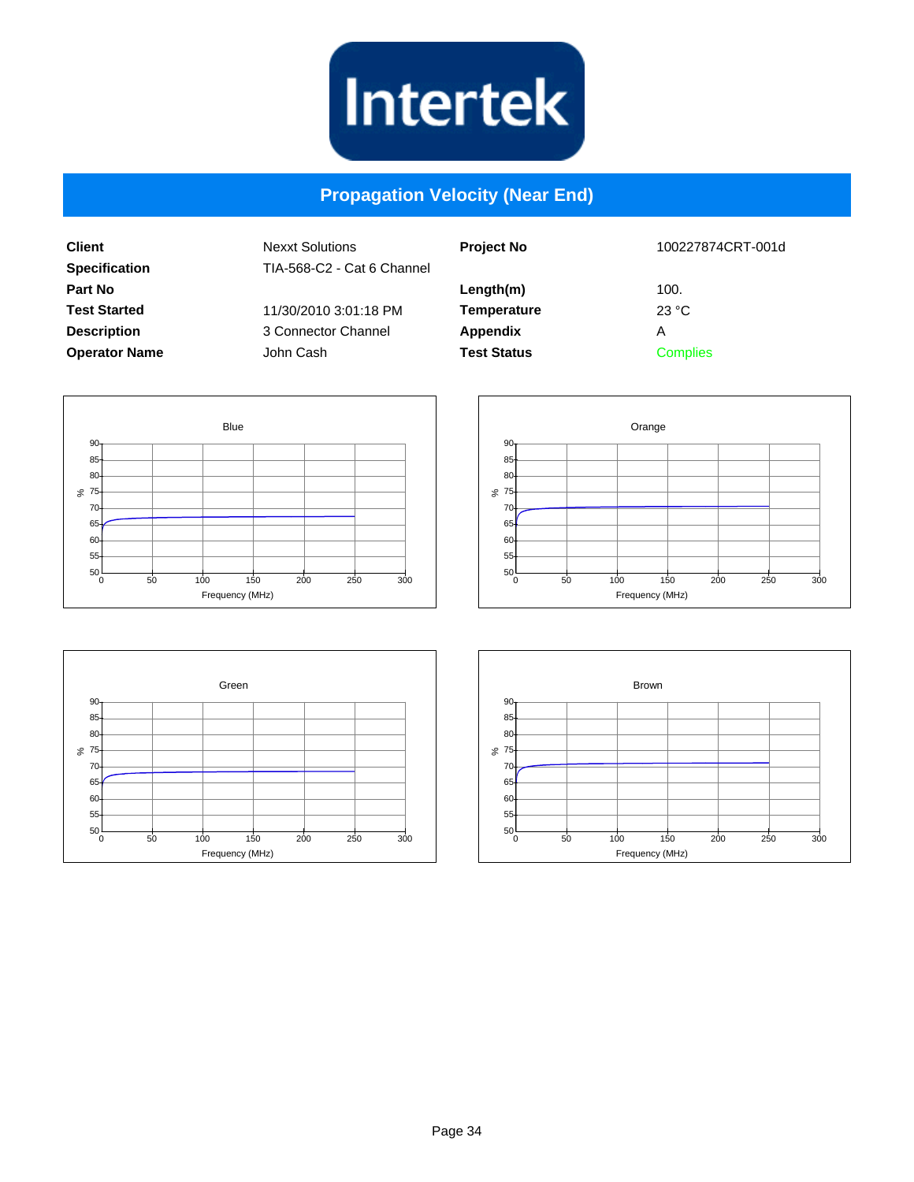# Propagation Velocity (Near End)

| | | | |
|---|---|---|---|
| **Client** | Nexxt Solutions | **Project No** | 100227874CRT-001d |
| **Specification** | TIA-568-C2 - Cat 6 Channel | | |
| **Part No** | | **Length(m)** | 100. |
| **Test Started** | 11/30/2010 3:01:18 PM | **Temperature** | 23 °C |
| **Description** | 3 Connector Channel | **Appendix** | A |
| **Operator Name** | John Cash | **Test Status** | Complies |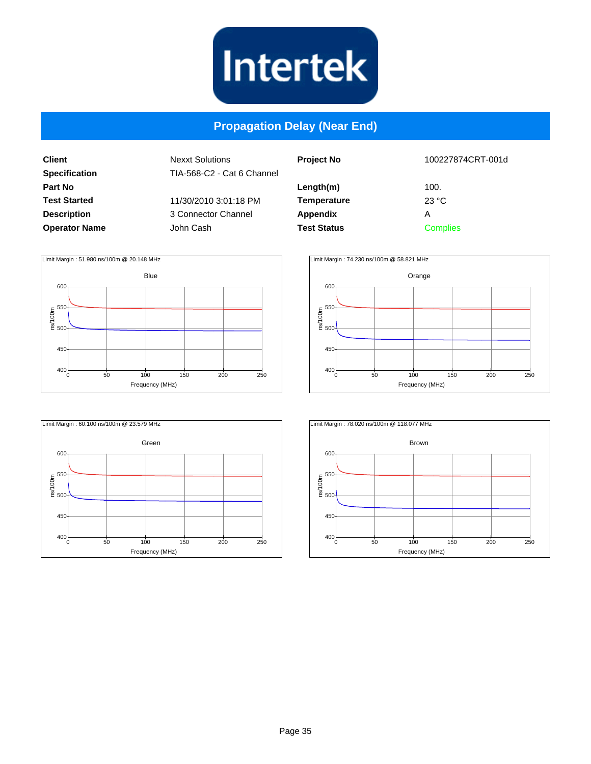Intertek

## Propagation Delay (Near End)

| | | | |
|---|---|---|---|
| **Client** | Nexxt Solutions | **Project No** | 100227874CRT-001d |
| **Specification** | TIA-568-C2 - Cat 6 Channel | | |
| **Part No** | | **Length(m)** | 100. |
| **Test Started** | 11/30/2010 3:01:18 PM | **Temperature** | 23 °C |
| **Description** | 3 Connector Channel | **Appendix** | A |
| **Operator Name** | John Cash | **Test Status** | Complies |

Limit Margin : 51.980 ns/100m @ 20.148 MHz

Blue

Limit Margin : 74.230 ns/100m @ 58.821 MHz

Orange

Limit Margin : 60.100 ns/100m @ 23.579 MHz

Green

Limit Margin : 78.020 ns/100m @ 118.077 MHz

Brown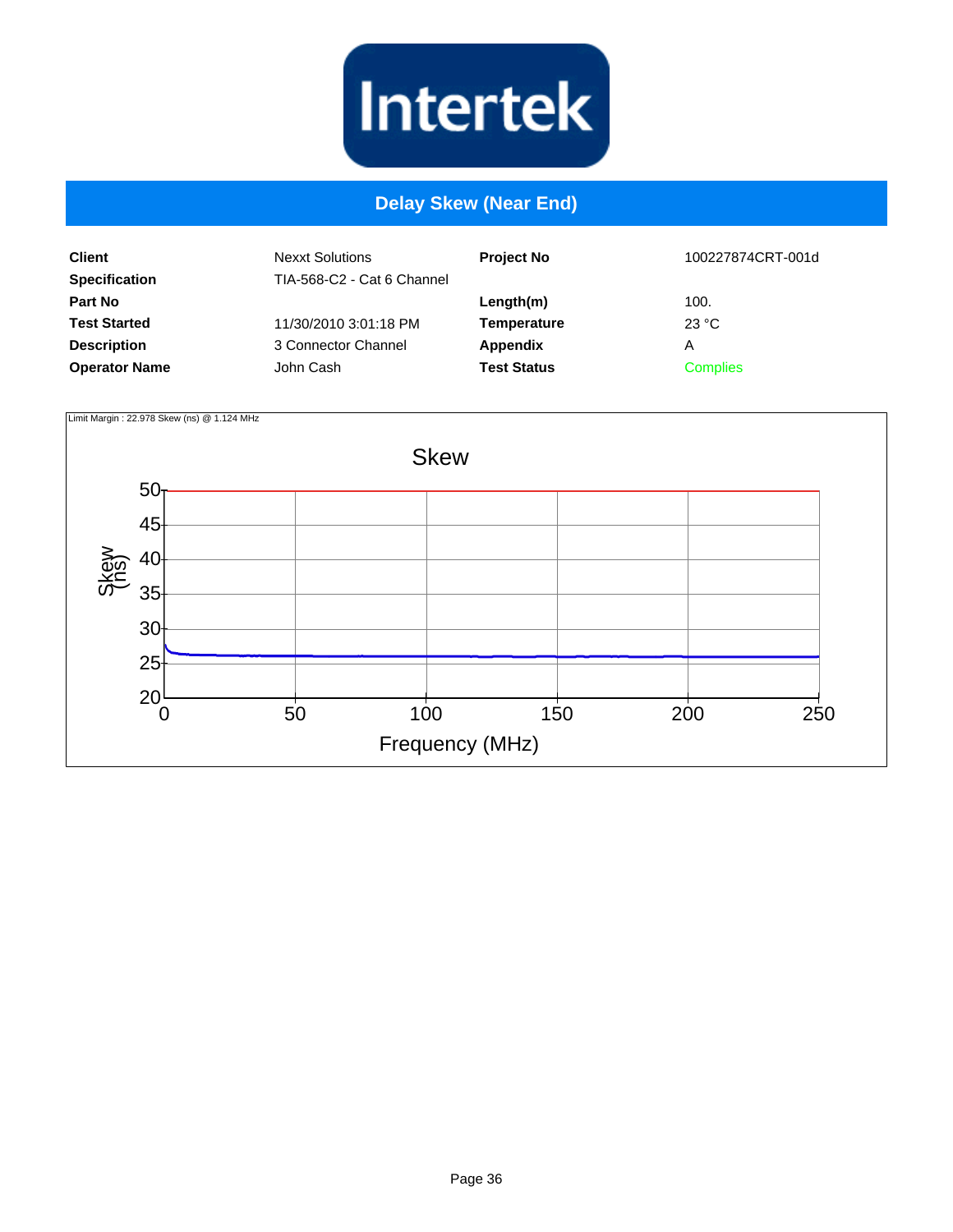Intertek

## Delay Skew (Near End)

| | | | |
|---|---|---|---|
| **Client** | Nexxt Solutions | **Project No** | 100227874CRT-001d |
| **Specification** | TIA-568-C2 - Cat 6 Channel | | |
| **Part No** | | **Length(m)** | 100. |
| **Test Started** | 11/30/2010 3:01:18 PM | **Temperature** | 23 °C |
| **Description** | 3 Connector Channel | **Appendix** | A |
| **Operator Name** | John Cash | **Test Status** | Complies |

Limit Margin : 22.978 Skew (ns) @ 1.124 MHz

Skew

Skew (ns)

Frequency (MHz)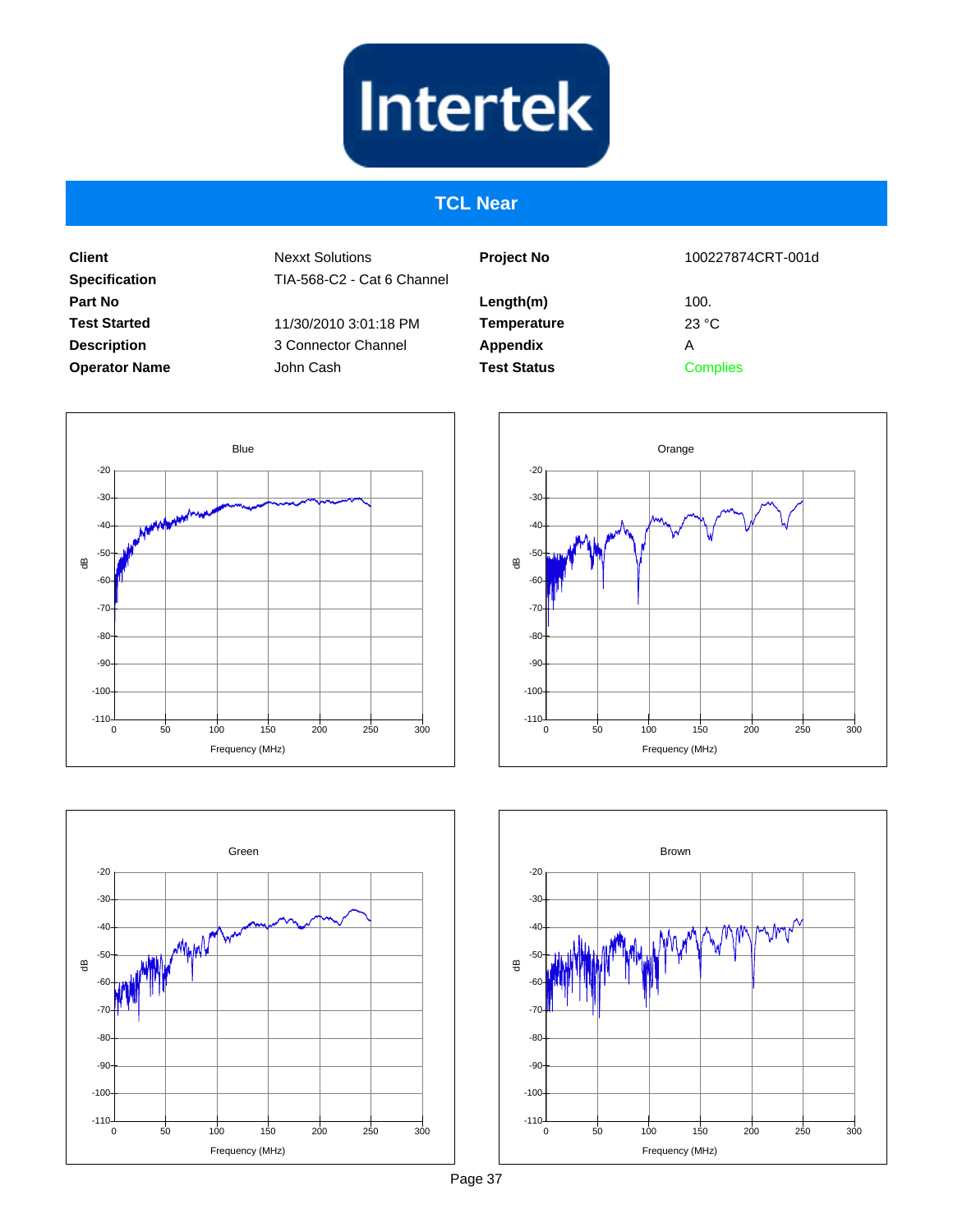# TCL Near

| | | | |
|---|---|---|---|
| **Client** | Nexxt Solutions | **Project No** | 100227874CRT-001d |
| **Specification** | TIA-568-C2 - Cat 6 Channel | | |
| **Part No** | | **Length(m)** | 100. |
| **Test Started** | 11/30/2010 3:01:18 PM | **Temperature** | 23 °C |
| **Description** | 3 Connector Channel | **Appendix** | A |
| **Operator Name** | John Cash | **Test Status** | Complies |

Blue

Orange

Green

Brown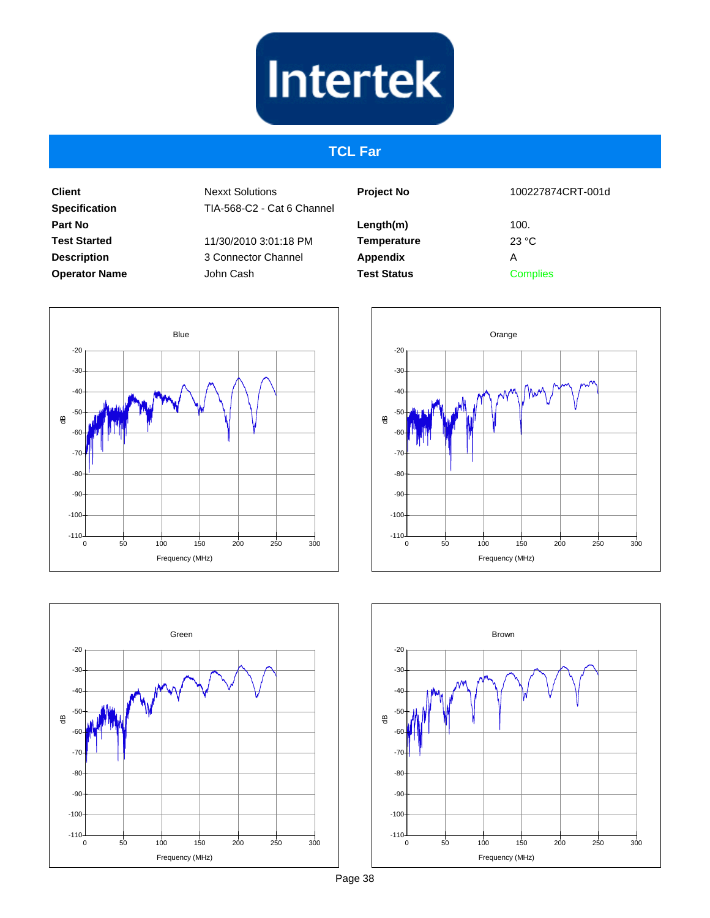# TCL Far

| | | | |
|---|---|---|---|
| **Client** | Nexxt Solutions | **Project No** | 100227874CRT-001d |
| **Specification** | TIA-568-C2 - Cat 6 Channel | | |
| **Part No** | | **Length(m)** | 100. |
| **Test Started** | 11/30/2010 3:01:18 PM | **Temperature** | 23 °C |
| **Description** | 3 Connector Channel | **Appendix** | A |
| **Operator Name** | John Cash | **Test Status** | Complies |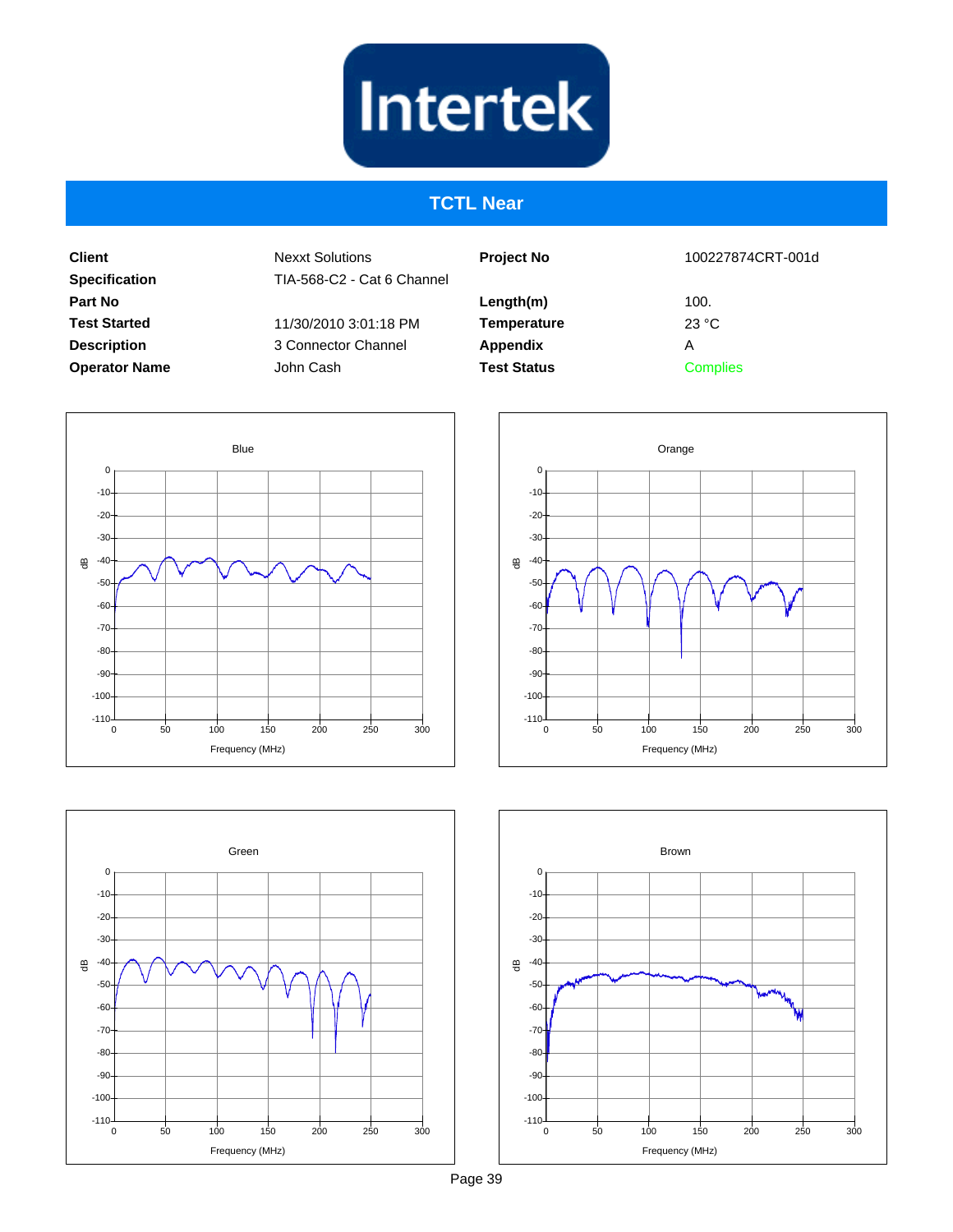# TCTL Near

| Client | Nexxt Solutions | Project No | 100227874CRT-001d |
|---|---|---|---|
| Specification | TIA-568-C2 - Cat 6 Channel | | |
| Part No | | Length(m) | 100. |
| Test Started | 11/30/2010 3:01:18 PM | Temperature | 23 °C |
| Description | 3 Connector Channel | Appendix | A |
| Operator Name | John Cash | Test Status | Complies |

Blue

Orange

Green

Brown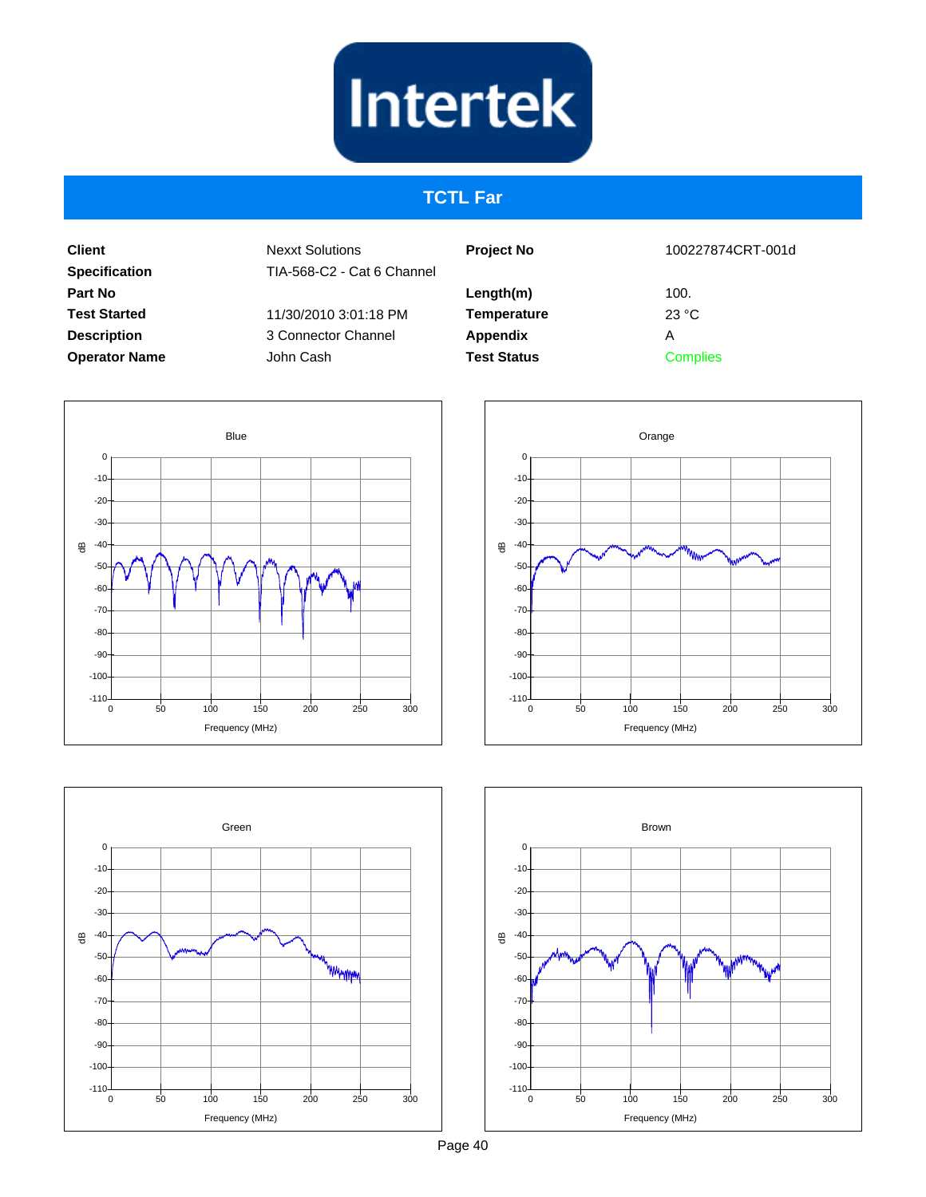# TCTL Far

| Client | Nexxt Solutions | Project No | 100227874CRT-001d |
|---|---|---|---|
| Specification | TIA-568-C2 - Cat 6 Channel | | |
| Part No | | Length(m) | 100. |
| Test Started | 11/30/2010 3:01:18 PM | Temperature | 23 °C |
| Description | 3 Connector Channel | Appendix | A |
| Operator Name | John Cash | Test Status | Complies |

Blue

Orange

Green

Brown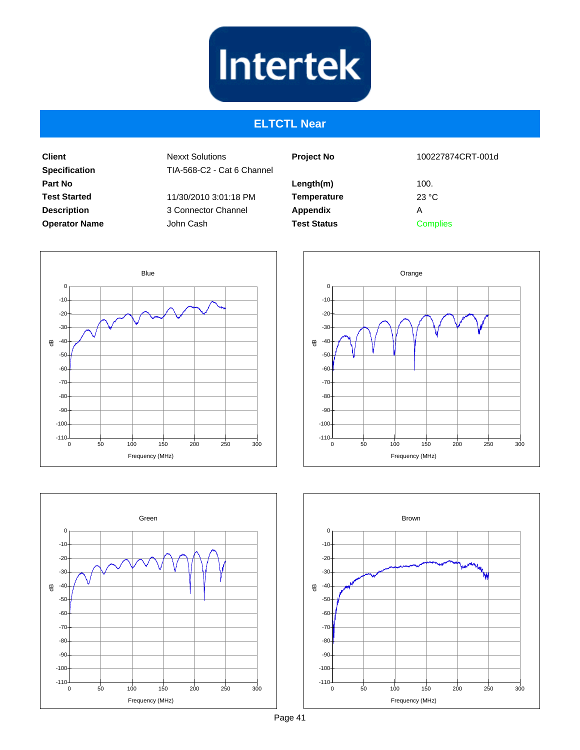# ELTCTL Near

| | | | |
|---|---|---|---|
| **Client** | Nexxt Solutions | **Project No** | 100227874CRT-001d |
| **Specification** | TIA-568-C2 - Cat 6 Channel | | |
| **Part No** | | **Length(m)** | 100. |
| **Test Started** | 11/30/2010 3:01:18 PM | **Temperature** | 23 °C |
| **Description** | 3 Connector Channel | **Appendix** | A |
| **Operator Name** | John Cash | **Test Status** | Complies |

Blue

Orange

Green

Brown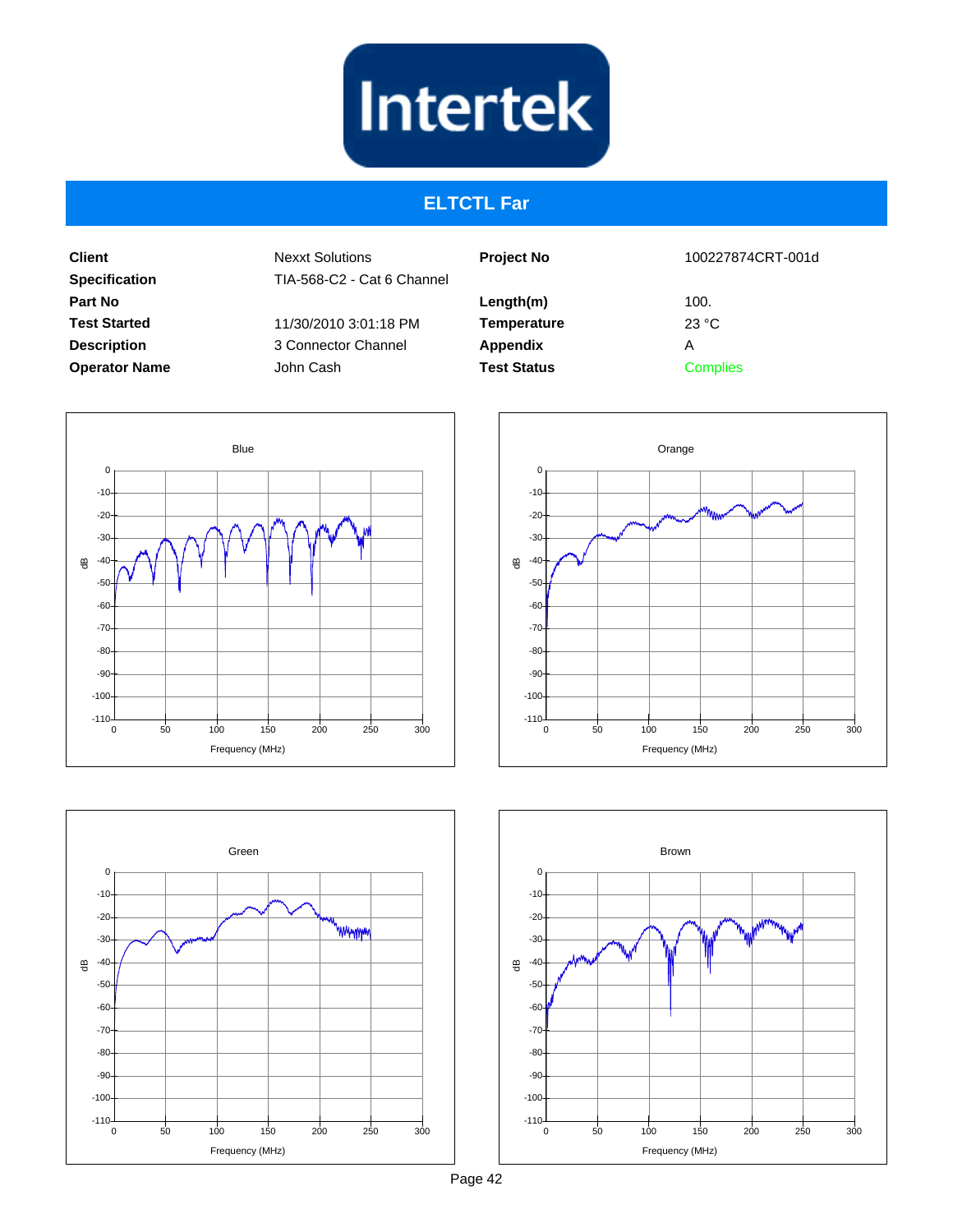Intertek

## ELTCTL Far

| | | | |
|---|---|---|---|
| **Client** | Nexxt Solutions | **Project No** | 100227874CRT-001d |
| **Specification** | TIA-568-C2 - Cat 6 Channel | | |
| **Part No** | | **Length(m)** | 100. |
| **Test Started** | 11/30/2010 3:01:18 PM | **Temperature** | 23 °C |
| **Description** | 3 Connector Channel | **Appendix** | A |
| **Operator Name** | John Cash | **Test Status** | Complies |

Blue

dB

0, -10, -20, -30, -40, -50, -60, -70, -80, -90, -100, -110

0, 50, 100, 150, 200, 250, 300

Frequency (MHz)

Orange

dB

0, -10, -20, -30, -40, -50, -60, -70, -80, -90, -100, -110

0, 50, 100, 150, 200, 250, 300

Frequency (MHz)

Green

dB

0, -10, -20, -30, -40, -50, -60, -70, -80, -90, -100, -110

0, 50, 100, 150, 200, 250, 300

Frequency (MHz)

Brown

dB

0, -10, -20, -30, -40, -50, -60, -70, -80, -90, -100, -110

0, 50, 100, 150, 200, 250, 300

Frequency (MHz)